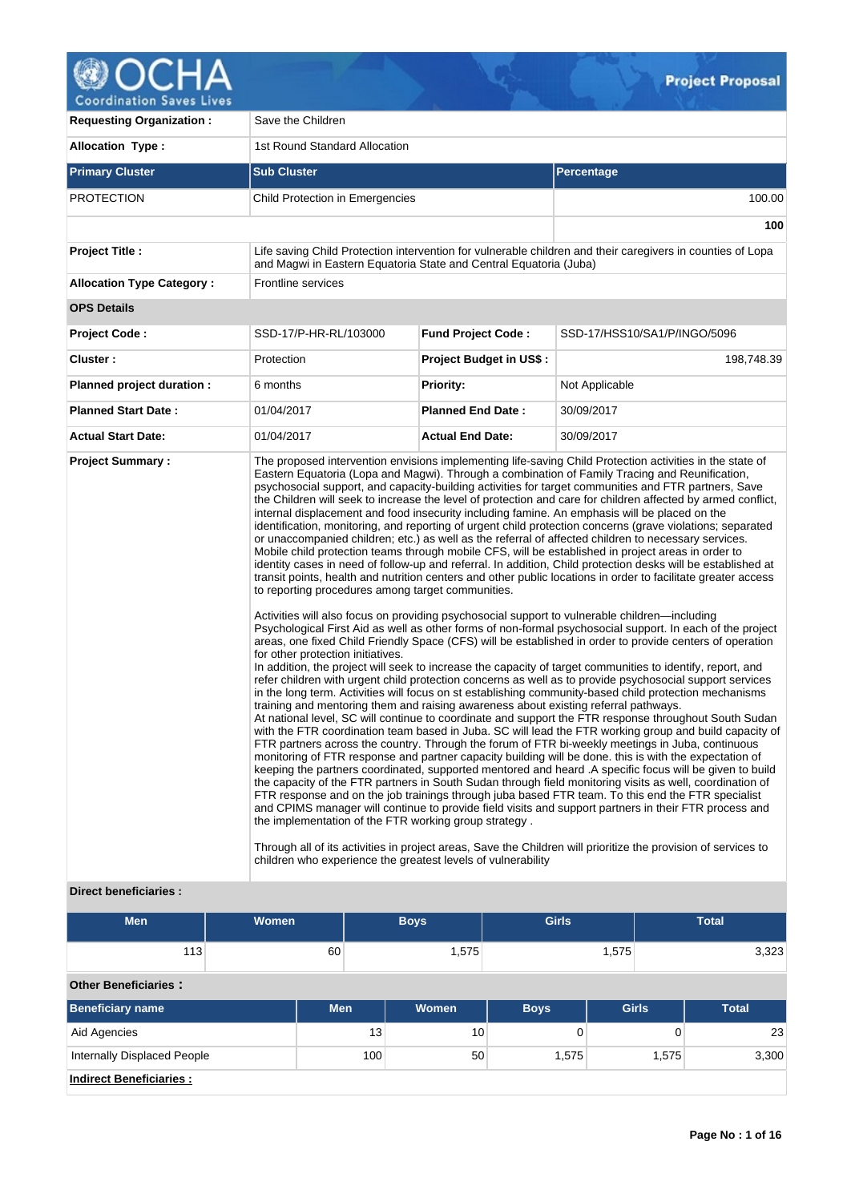# OCHA Coordination Saves Lives — Project Proposal

| | | | |
|---|---|---|---|
| **Requesting Organization :** | Save the Children | | |
| **Allocation Type :** | 1st Round Standard Allocation | | |

| Primary Cluster | Sub Cluster | Percentage |
|---|---|---|
| PROTECTION | Child Protection in Emergencies | 100.00 |
| | | **100** |

| | | | |
|---|---|---|---|
| **Project Title :** | Life saving Child Protection intervention for vulnerable children and their caregivers in counties of Lopa and Magwi in Eastern Equatoria State and Central Equatoria (Juba) | | |
| **Allocation Type Category :** | Frontline services | | |
| **OPS Details** | | | |
| **Project Code :** | SSD-17/P-HR-RL/103000 | **Fund Project Code :** | SSD-17/HSS10/SA1/P/INGO/5096 |
| **Cluster :** | Protection | **Project Budget in US$ :** | 198,748.39 |
| **Planned project duration :** | 6 months | **Priority:** | Not Applicable |
| **Planned Start Date :** | 01/04/2017 | **Planned End Date :** | 30/09/2017 |
| **Actual Start Date:** | 01/04/2017 | **Actual End Date:** | 30/09/2017 |

**Project Summary :**

The proposed intervention envisions implementing life-saving Child Protection activities in the state of Eastern Equatoria (Lopa and Magwi). Through a combination of Family Tracing and Reunification, psychosocial support, and capacity-building activities for target communities and FTR partners, Save the Children will seek to increase the level of protection and care for children affected by armed conflict, internal displacement and food insecurity including famine. An emphasis will be placed on the identification, monitoring, and reporting of urgent child protection concerns (grave violations; separated or unaccompanied children; etc.) as well as the referral of affected children to necessary services. Mobile child protection teams through mobile CFS, will be established in project areas in order to identity cases in need of follow-up and referral. In addition, Child protection desks will be established at transit points, health and nutrition centers and other public locations in order to facilitate greater access to reporting procedures among target communities.

Activities will also focus on providing psychosocial support to vulnerable children—including Psychological First Aid as well as other forms of non-formal psychosocial support. In each of the project areas, one fixed Child Friendly Space (CFS) will be established in order to provide centers of operation for other protection initiatives.
In addition, the project will seek to increase the capacity of target communities to identify, report, and refer children with urgent child protection concerns as well as to provide psychosocial support services in the long term. Activities will focus on st establishing community-based child protection mechanisms training and mentoring them and raising awareness about existing referral pathways.
At national level, SC will continue to coordinate and support the FTR response throughout South Sudan with the FTR coordination team based in Juba. SC will lead the FTR working group and build capacity of FTR partners across the country. Through the forum of FTR bi-weekly meetings in Juba, continuous monitoring of FTR response and partner capacity building will be done. this is with the expectation of keeping the partners coordinated, supported mentored and heard .A specific focus will be given to build the capacity of the FTR partners in South Sudan through field monitoring visits as well, coordination of FTR response and on the job trainings through juba based FTR team. To this end the FTR specialist and CPIMS manager will continue to provide field visits and support partners in their FTR process and the implementation of the FTR working group strategy .

Through all of its activities in project areas, Save the Children will prioritize the provision of services to children who experience the greatest levels of vulnerability

**Direct beneficiaries :**

| Men | Women | Boys | Girls | Total |
|---|---|---|---|---|
| 113 | 60 | 1,575 | 1,575 | 3,323 |

**Other Beneficiaries :**

| Beneficiary name | Men | Women | Boys | Girls | Total |
|---|---|---|---|---|---|
| Aid Agencies | 13 | 10 | 0 | 0 | 23 |
| Internally Displaced People | 100 | 50 | 1,575 | 1,575 | 3,300 |

**Indirect Beneficiaries :**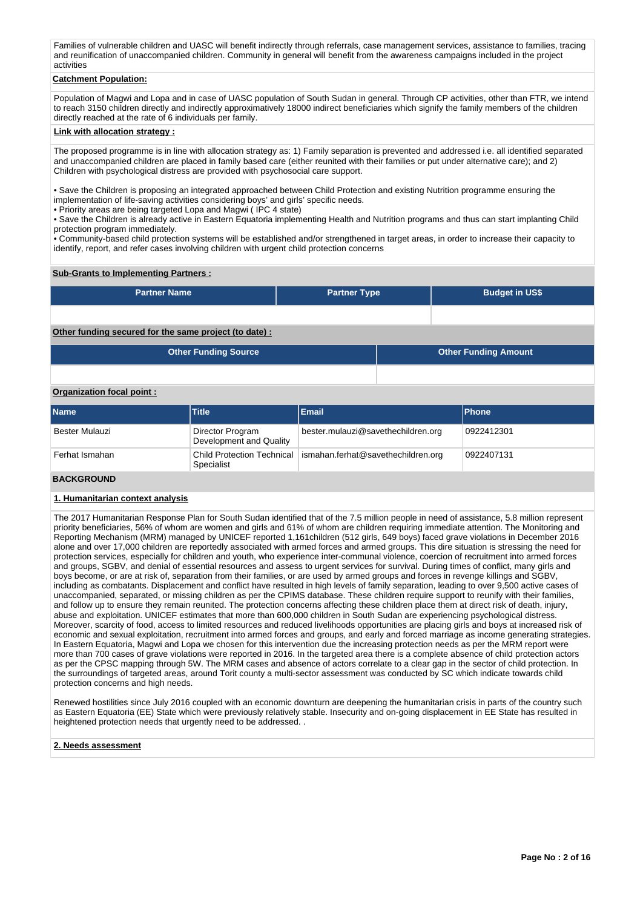Families of vulnerable children and UASC will benefit indirectly through referrals, case management services, assistance to families, tracing and reunification of unaccompanied children. Community in general will benefit from the awareness campaigns included in the project activities

**Catchment Population:**

Population of Magwi and Lopa and in case of UASC population of South Sudan in general. Through CP activities, other than FTR, we intend to reach 3150 children directly and indirectly approximatively 18000 indirect beneficiaries which signify the family members of the children directly reached at the rate of 6 individuals per family.

**Link with allocation strategy :**

The proposed programme is in line with allocation strategy as: 1) Family separation is prevented and addressed i.e. all identified separated and unaccompanied children are placed in family based care (either reunited with their families or put under alternative care); and 2) Children with psychological distress are provided with psychosocial care support.

• Save the Children is proposing an integrated approached between Child Protection and existing Nutrition programme ensuring the implementation of life-saving activities considering boys' and girls' specific needs.
• Priority areas are being targeted Lopa and Magwi ( IPC 4 state)
• Save the Children is already active in Eastern Equatoria implementing Health and Nutrition programs and thus can start implanting Child protection program immediately.
• Community-based child protection systems will be established and/or strengthened in target areas, in order to increase their capacity to identify, report, and refer cases involving children with urgent child protection concerns

**Sub-Grants to Implementing Partners :**

| Partner Name | Partner Type | Budget in US$ |
|---|---|---|
| | | |

**Other funding secured for the same project (to date) :**

| Other Funding Source | Other Funding Amount |
|---|---|
| | |

**Organization focal point :**

| Name | Title | Email | Phone |
|---|---|---|---|
| Bester Mulauzi | Director Program Development and Quality | bester.mulauzi@savethechildren.org | 0922412301 |
| Ferhat Ismahan | Child Protection Technical Specialist | ismahan.ferhat@savethechildren.org | 0922407131 |

## BACKGROUND

**1. Humanitarian context analysis**

The 2017 Humanitarian Response Plan for South Sudan identified that of the 7.5 million people in need of assistance, 5.8 million represent priority beneficiaries, 56% of whom are women and girls and 61% of whom are children requiring immediate attention. The Monitoring and Reporting Mechanism (MRM) managed by UNICEF reported 1,161children (512 girls, 649 boys) faced grave violations in December 2016 alone and over 17,000 children are reportedly associated with armed forces and armed groups. This dire situation is stressing the need for protection services, especially for children and youth, who experience inter-communal violence, coercion of recruitment into armed forces and groups, SGBV, and denial of essential resources and assess to urgent services for survival. During times of conflict, many girls and boys become, or are at risk of, separation from their families, or are used by armed groups and forces in revenge killings and SGBV, including as combatants. Displacement and conflict have resulted in high levels of family separation, leading to over 9,500 active cases of unaccompanied, separated, or missing children as per the CPIMS database. These children require support to reunify with their families, and follow up to ensure they remain reunited. The protection concerns affecting these children place them at direct risk of death, injury, abuse and exploitation. UNICEF estimates that more than 600,000 children in South Sudan are experiencing psychological distress. Moreover, scarcity of food, access to limited resources and reduced livelihoods opportunities are placing girls and boys at increased risk of economic and sexual exploitation, recruitment into armed forces and groups, and early and forced marriage as income generating strategies. In Eastern Equatoria, Magwi and Lopa we chosen for this intervention due the increasing protection needs as per the MRM report were more than 700 cases of grave violations were reported in 2016. In the targeted area there is a complete absence of child protection actors as per the CPSC mapping through 5W. The MRM cases and absence of actors correlate to a clear gap in the sector of child protection. In the surroundings of targeted areas, around Torit county a multi-sector assessment was conducted by SC which indicate towards child protection concerns and high needs.

Renewed hostilities since July 2016 coupled with an economic downturn are deepening the humanitarian crisis in parts of the country such as Eastern Equatoria (EE) State which were previously relatively stable. Insecurity and on-going displacement in EE State has resulted in heightened protection needs that urgently need to be addressed. .

**2. Needs assessment**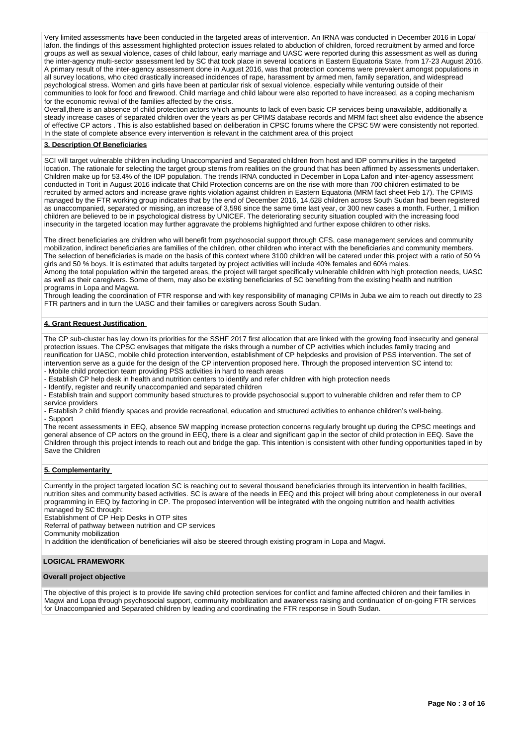Very limited assessments have been conducted in the targeted areas of intervention. An IRNA was conducted in December 2016 in Lopa/ lafon. the findings of this assessment highlighted protection issues related to abduction of children, forced recruitment by armed and force groups as well as sexual violence, cases of child labour, early marriage and UASC were reported during this assessment as well as during the inter-agency multi-sector assessment led by SC that took place in several locations in Eastern Equatoria State, from 17-23 August 2016. A primary result of the inter-agency assessment done in August 2016, was that protection concerns were prevalent amongst populations in all survey locations, who cited drastically increased incidences of rape, harassment by armed men, family separation, and widespread psychological stress. Women and girls have been at particular risk of sexual violence, especially while venturing outside of their communities to look for food and firewood. Child marriage and child labour were also reported to have increased, as a coping mechanism for the economic revival of the families affected by the crisis.

Overall,there is an absence of child protection actors which amounts to lack of even basic CP services being unavailable, additionally a steady increase cases of separated children over the years as per CPIMS database records and MRM fact sheet also evidence the absence of effective CP actors . This is also established based on deliberation in CPSC forums where the CPSC 5W were consistently not reported. In the state of complete absence every intervention is relevant in the catchment area of this project

**3. Description Of Beneficiaries**

SCI will target vulnerable children including Unaccompanied and Separated children from host and IDP communities in the targeted location. The rationale for selecting the target group stems from realities on the ground that has been affirmed by assessments undertaken. Children make up for 53.4% of the IDP population. The trends IRNA conducted in December in Lopa Lafon and inter-agency assessment conducted in Torit in August 2016 indicate that Child Protection concerns are on the rise with more than 700 children estimated to be recruited by armed actors and increase grave rights violation against children in Eastern Equatoria (MRM fact sheet Feb 17). The CPIMS managed by the FTR working group indicates that by the end of December 2016, 14,628 children across South Sudan had been registered as unaccompanied, separated or missing, an increase of 3,596 since the same time last year, or 300 new cases a month. Further, 1 million children are believed to be in psychological distress by UNICEF. The deteriorating security situation coupled with the increasing food insecurity in the targeted location may further aggravate the problems highlighted and further expose children to other risks.

The direct beneficiaries are children who will benefit from psychosocial support through CFS, case management services and community mobilization, indirect beneficiaries are families of the children, other children who interact with the beneficiaries and community members. The selection of beneficiaries is made on the basis of this context where 3100 children will be catered under this project with a ratio of 50 % girls and 50 % boys. It is estimated that adults targeted by project activities will include 40% females and 60% males.
Among the total population within the targeted areas, the project will target specifically vulnerable children with high protection needs, UASC as well as their caregivers. Some of them, may also be existing beneficiaries of SC benefiting from the existing health and nutrition programs in Lopa and Magwa.

Through leading the coordination of FTR response and with key responsibility of managing CPIMs in Juba we aim to reach out directly to 23 FTR partners and in turn the UASC and their families or caregivers across South Sudan.

**4. Grant Request Justification**

The CP sub-cluster has lay down its priorities for the SSHF 2017 first allocation that are linked with the growing food insecurity and general protection issues. The CPSC envisages that mitigate the risks through a number of CP activities which includes family tracing and reunification for UASC, mobile child protection intervention, establishment of CP helpdesks and provision of PSS intervention. The set of intervention serve as a guide for the design of the CP intervention proposed here. Through the proposed intervention SC intend to:

- Mobile child protection team providing PSS activities in hard to reach areas
- Establish CP help desk in health and nutrition centers to identify and refer children with high protection needs
- Identify, register and reunify unaccompanied and separated children
- Establish train and support community based structures to provide psychosocial support to vulnerable children and refer them to CP service providers
- Establish 2 child friendly spaces and provide recreational, education and structured activities to enhance children's well-being.
- Support

The recent assessments in EEQ, absence 5W mapping increase protection concerns regularly brought up during the CPSC meetings and general absence of CP actors on the ground in EEQ, there is a clear and significant gap in the sector of child protection in EEQ. Save the Children through this project intends to reach out and bridge the gap. This intention is consistent with other funding opportunities taped in by Save the Children

**5. Complementarity**

Currently in the project targeted location SC is reaching out to several thousand beneficiaries through its intervention in health facilities, nutrition sites and community based activities. SC is aware of the needs in EEQ and this project will bring about completeness in our overall programming in EEQ by factoring in CP. The proposed intervention will be integrated with the ongoing nutrition and health activities managed by SC through:
Establishment of CP Help Desks in OTP sites
Referral of pathway between nutrition and CP services
Community mobilization
In addition the identification of beneficiaries will also be steered through existing program in Lopa and Magwi.

## LOGICAL FRAMEWORK

**Overall project objective**

The objective of this project is to provide life saving child protection services for conflict and famine affected children and their families in Magwi and Lopa through psychosocial support, community mobilization and awareness raising and continuation of on-going FTR services for Unaccompanied and Separated children by leading and coordinating the FTR response in South Sudan.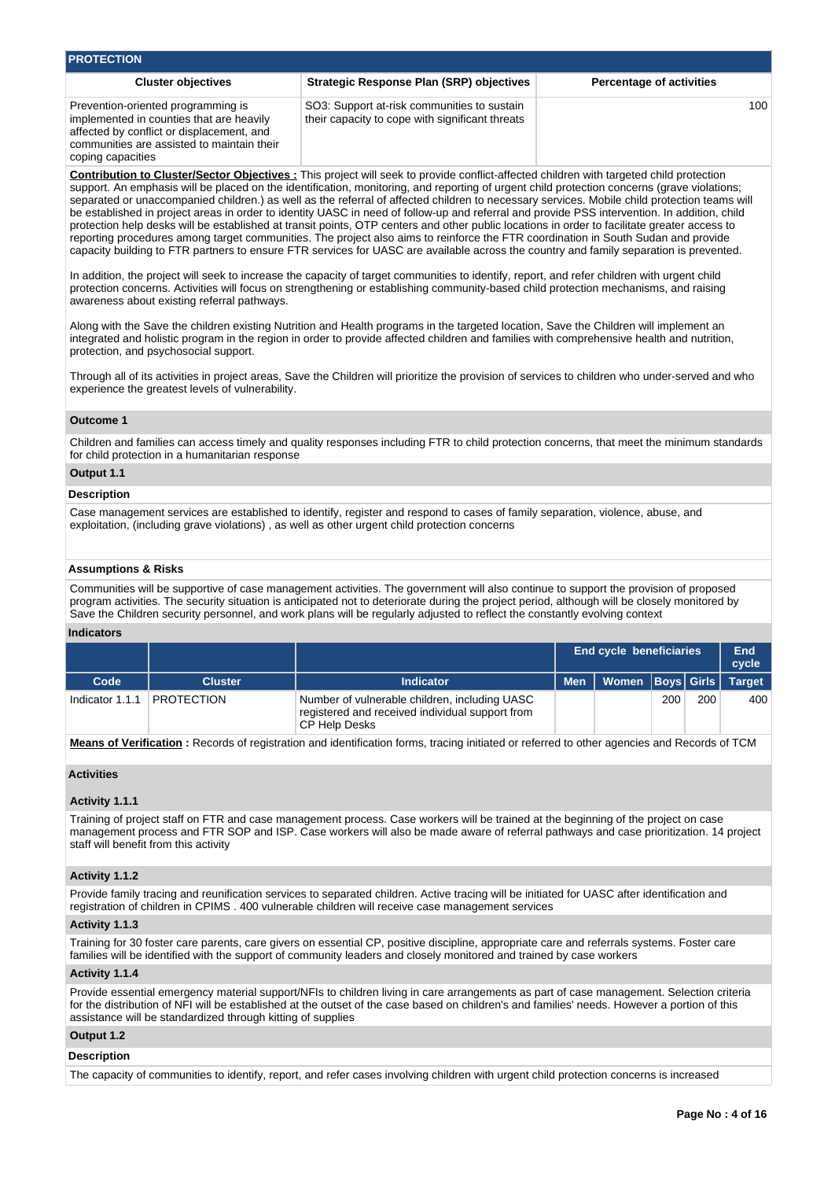## PROTECTION

| Cluster objectives | Strategic Response Plan (SRP) objectives | Percentage of activities |
|---|---|---|
| Prevention-oriented programming is implemented in counties that are heavily affected by conflict or displacement, and communities are assisted to maintain their coping capacities | SO3: Support at-risk communities to sustain their capacity to cope with significant threats | 100 |

**Contribution to Cluster/Sector Objectives :** This project will seek to provide conflict-affected children with targeted child protection support. An emphasis will be placed on the identification, monitoring, and reporting of urgent child protection concerns (grave violations; separated or unaccompanied children.) as well as the referral of affected children to necessary services. Mobile child protection teams will be established in project areas in order to identity UASC in need of follow-up and referral and provide PSS intervention. In addition, child protection help desks will be established at transit points, OTP centers and other public locations in order to facilitate greater access to reporting procedures among target communities. The project also aims to reinforce the FTR coordination in South Sudan and provide capacity building to FTR partners to ensure FTR services for UASC are available across the country and family separation is prevented.

In addition, the project will seek to increase the capacity of target communities to identify, report, and refer children with urgent child protection concerns. Activities will focus on strengthening or establishing community-based child protection mechanisms, and raising awareness about existing referral pathways.

Along with the Save the children existing Nutrition and Health programs in the targeted location, Save the Children will implement an integrated and holistic program in the region in order to provide affected children and families with comprehensive health and nutrition, protection, and psychosocial support.

Through all of its activities in project areas, Save the Children will prioritize the provision of services to children who under-served and who experience the greatest levels of vulnerability.

### Outcome 1

Children and families can access timely and quality responses including FTR to child protection concerns, that meet the minimum standards for child protection in a humanitarian response

### Output 1.1

#### Description

Case management services are established to identify, register and respond to cases of family separation, violence, abuse, and exploitation, (including grave violations) , as well as other urgent child protection concerns

#### Assumptions & Risks

Communities will be supportive of case management activities. The government will also continue to support the provision of proposed program activities. The security situation is anticipated not to deteriorate during the project period, although will be closely monitored by Save the Children security personnel, and work plans will be regularly adjusted to reflect the constantly evolving context

#### Indicators

| | | | End cycle beneficiaries | | | | End cycle |
|---|---|---|---|---|---|---|---|
| Code | Cluster | Indicator | Men | Women | Boys | Girls | Target |
| Indicator 1.1.1 | PROTECTION | Number of vulnerable children, including UASC registered and received individual support from CP Help Desks | | | 200 | 200 | 400 |

**Means of Verification :** Records of registration and identification forms, tracing initiated or referred to other agencies and Records of TCM

#### Activities

##### Activity 1.1.1

Training of project staff on FTR and case management process. Case workers will be trained at the beginning of the project on case management process and FTR SOP and ISP. Case workers will also be made aware of referral pathways and case prioritization. 14 project staff will benefit from this activity

##### Activity 1.1.2

Provide family tracing and reunification services to separated children. Active tracing will be initiated for UASC after identification and registration of children in CPIMS . 400 vulnerable children will receive case management services

##### Activity 1.1.3

Training for 30 foster care parents, care givers on essential CP, positive discipline, appropriate care and referrals systems. Foster care families will be identified with the support of community leaders and closely monitored and trained by case workers

##### Activity 1.1.4

Provide essential emergency material support/NFIs to children living in care arrangements as part of case management. Selection criteria for the distribution of NFI will be established at the outset of the case based on children's and families' needs. However a portion of this assistance will be standardized through kitting of supplies

### Output 1.2

#### Description

The capacity of communities to identify, report, and refer cases involving children with urgent child protection concerns is increased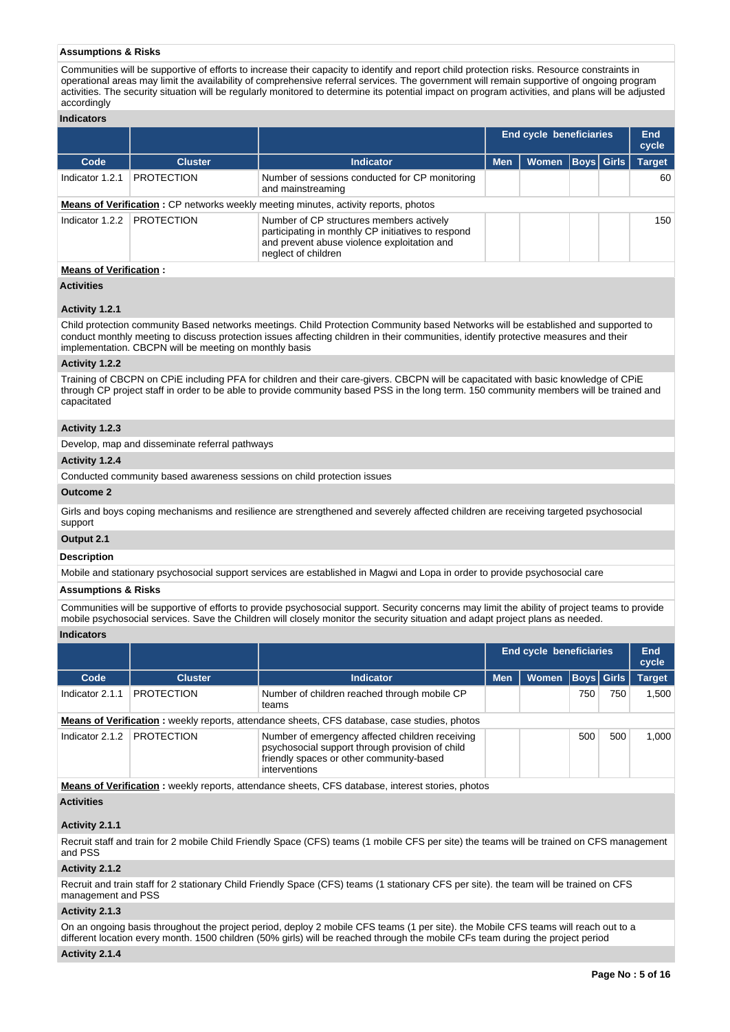**Assumptions & Risks**

Communities will be supportive of efforts to increase their capacity to identify and report child protection risks. Resource constraints in operational areas may limit the availability of comprehensive referral services. The government will remain supportive of ongoing program activities. The security situation will be regularly monitored to determine its potential impact on program activities, and plans will be adjusted accordingly

**Indicators**

| | | | End cycle beneficiaries | | | | End cycle |
|---|---|---|---|---|---|---|---|
| Code | Cluster | Indicator | Men | Women | Boys | Girls | Target |
| Indicator 1.2.1 | PROTECTION | Number of sessions conducted for CP monitoring and mainstreaming | | | | | 60 |
| **Means of Verification :** CP networks weekly meeting minutes, activity reports, photos | | | | | | | |
| Indicator 1.2.2 | PROTECTION | Number of CP structures members actively participating in monthly CP initiatives to respond and prevent abuse violence exploitation and neglect of children | | | | | 150 |
| **Means of Verification :** | | | | | | | |

**Activities**

**Activity 1.2.1**

Child protection community Based networks meetings. Child Protection Community based Networks will be established and supported to conduct monthly meeting to discuss protection issues affecting children in their communities, identify protective measures and their implementation. CBCPN will be meeting on monthly basis

**Activity 1.2.2**

Training of CBCPN on CPiE including PFA for children and their care-givers. CBCPN will be capacitated with basic knowledge of CPiE through CP project staff in order to be able to provide community based PSS in the long term. 150 community members will be trained and capacitated

**Activity 1.2.3**

Develop, map and disseminate referral pathways

**Activity 1.2.4**

Conducted community based awareness sessions on child protection issues

**Outcome 2**

Girls and boys coping mechanisms and resilience are strengthened and severely affected children are receiving targeted psychosocial support

**Output 2.1**

**Description**

Mobile and stationary psychosocial support services are established in Magwi and Lopa in order to provide psychosocial care

**Assumptions & Risks**

Communities will be supportive of efforts to provide psychosocial support. Security concerns may limit the ability of project teams to provide mobile psychosocial services. Save the Children will closely monitor the security situation and adapt project plans as needed.

**Indicators**

| | | | End cycle beneficiaries | | | | End cycle |
|---|---|---|---|---|---|---|---|
| Code | Cluster | Indicator | Men | Women | Boys | Girls | Target |
| Indicator 2.1.1 | PROTECTION | Number of children reached through mobile CP teams | | | 750 | 750 | 1,500 |
| **Means of Verification :** weekly reports, attendance sheets, CFS database, case studies, photos | | | | | | | |
| Indicator 2.1.2 | PROTECTION | Number of emergency affected children receiving psychosocial support through provision of child friendly spaces or other community-based interventions | | | 500 | 500 | 1,000 |
| **Means of Verification :** weekly reports, attendance sheets, CFS database, interest stories, photos | | | | | | | |

**Activities**

**Activity 2.1.1**

Recruit staff and train for 2 mobile Child Friendly Space (CFS) teams (1 mobile CFS per site) the teams will be trained on CFS management and PSS

**Activity 2.1.2**

Recruit and train staff for 2 stationary Child Friendly Space (CFS) teams (1 stationary CFS per site). the team will be trained on CFS management and PSS

**Activity 2.1.3**

On an ongoing basis throughout the project period, deploy 2 mobile CFS teams (1 per site). the Mobile CFS teams will reach out to a different location every month. 1500 children (50% girls) will be reached through the mobile CFs team during the project period

**Activity 2.1.4**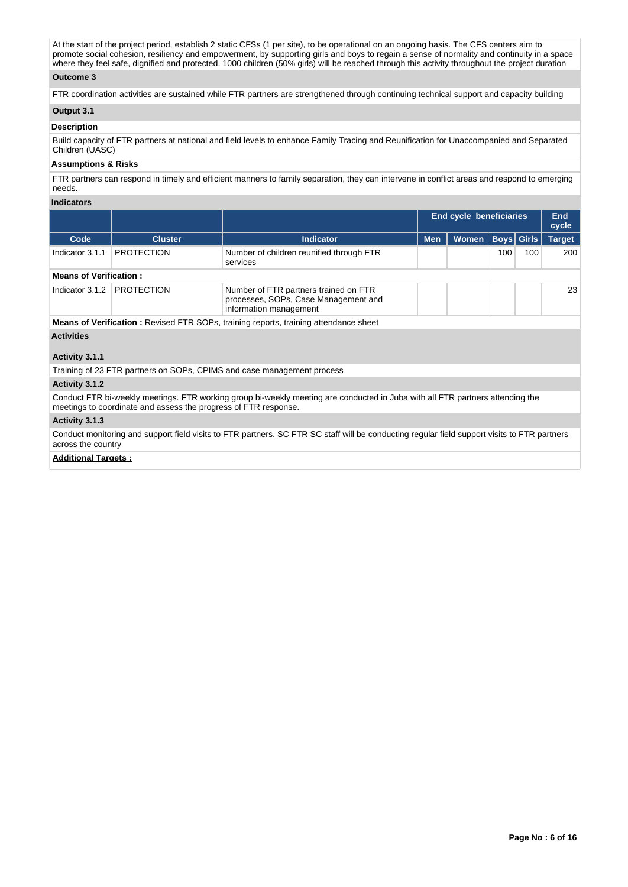At the start of the project period, establish 2 static CFSs (1 per site), to be operational on an ongoing basis. The CFS centers aim to promote social cohesion, resiliency and empowerment, by supporting girls and boys to regain a sense of normality and continuity in a space where they feel safe, dignified and protected. 1000 children (50% girls) will be reached through this activity throughout the project duration

**Outcome 3**

FTR coordination activities are sustained while FTR partners are strengthened through continuing technical support and capacity building

**Output 3.1**

**Description**

Build capacity of FTR partners at national and field levels to enhance Family Tracing and Reunification for Unaccompanied and Separated Children (UASC)

**Assumptions & Risks**

FTR partners can respond in timely and efficient manners to family separation, they can intervene in conflict areas and respond to emerging needs.

**Indicators**

| | | | End cycle beneficiaries | | | | End cycle |
|---|---|---|---|---|---|---|---|
| Code | Cluster | Indicator | Men | Women | Boys | Girls | Target |
| Indicator 3.1.1 | PROTECTION | Number of children reunified through FTR services | | | 100 | 100 | 200 |
| **Means of Verification :** | | | | | | | |
| Indicator 3.1.2 | PROTECTION | Number of FTR partners trained on FTR processes, SOPs, Case Management and information management | | | | | 23 |
| **Means of Verification :** Revised FTR SOPs, training reports, training attendance sheet | | | | | | | |

**Activities**

**Activity 3.1.1**

Training of 23 FTR partners on SOPs, CPIMS and case management process

**Activity 3.1.2**

Conduct FTR bi-weekly meetings. FTR working group bi-weekly meeting are conducted in Juba with all FTR partners attending the meetings to coordinate and assess the progress of FTR response.

**Activity 3.1.3**

Conduct monitoring and support field visits to FTR partners. SC FTR SC staff will be conducting regular field support visits to FTR partners across the country

**Additional Targets :**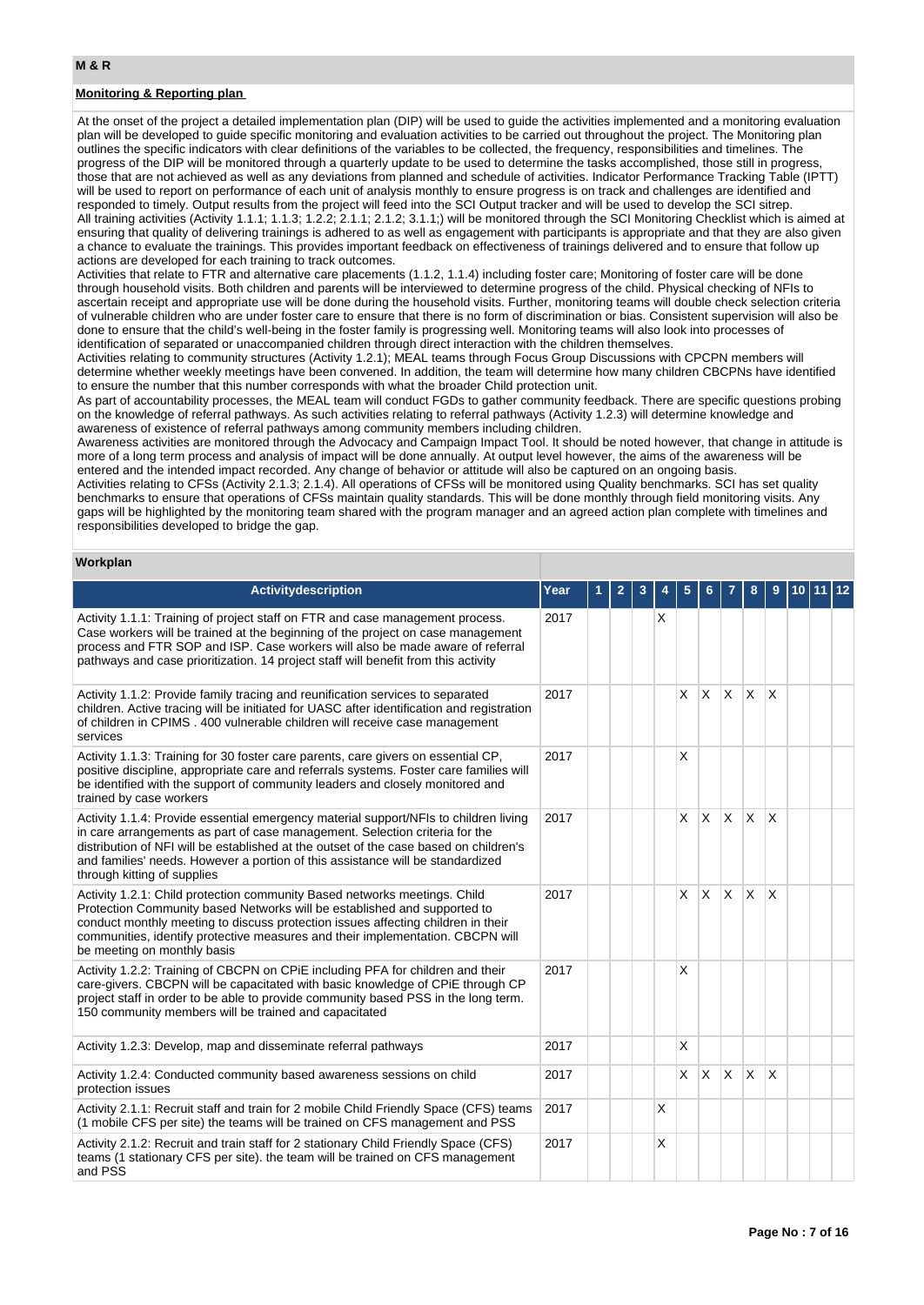## M & R

### Monitoring & Reporting plan

At the onset of the project a detailed implementation plan (DIP) will be used to guide the activities implemented and a monitoring evaluation plan will be developed to guide specific monitoring and evaluation activities to be carried out throughout the project. The Monitoring plan outlines the specific indicators with clear definitions of the variables to be collected, the frequency, responsibilities and timelines. The progress of the DIP will be monitored through a quarterly update to be used to determine the tasks accomplished, those still in progress, those that are not achieved as well as any deviations from planned and schedule of activities. Indicator Performance Tracking Table (IPTT) will be used to report on performance of each unit of analysis monthly to ensure progress is on track and challenges are identified and responded to timely. Output results from the project will feed into the SCI Output tracker and will be used to develop the SCI sitrep.
All training activities (Activity 1.1.1; 1.1.3; 1.2.2; 2.1.1; 2.1.2; 3.1.1;) will be monitored through the SCI Monitoring Checklist which is aimed at ensuring that quality of delivering trainings is adhered to as well as engagement with participants is appropriate and that they are also given a chance to evaluate the trainings. This provides important feedback on effectiveness of trainings delivered and to ensure that follow up actions are developed for each training to track outcomes.
Activities that relate to FTR and alternative care placements (1.1.2, 1.1.4) including foster care; Monitoring of foster care will be done through household visits. Both children and parents will be interviewed to determine progress of the child. Physical checking of NFIs to ascertain receipt and appropriate use will be done during the household visits. Further, monitoring teams will double check selection criteria of vulnerable children who are under foster care to ensure that there is no form of discrimination or bias. Consistent supervision will also be done to ensure that the child's well-being in the foster family is progressing well. Monitoring teams will also look into processes of identification of separated or unaccompanied children through direct interaction with the children themselves.
Activities relating to community structures (Activity 1.2.1); MEAL teams through Focus Group Discussions with CPCPN members will determine whether weekly meetings have been convened. In addition, the team will determine how many children CBCPNs have identified to ensure the number that this number corresponds with what the broader Child protection unit.
As part of accountability processes, the MEAL team will conduct FGDs to gather community feedback. There are specific questions probing on the knowledge of referral pathways. As such activities relating to referral pathways (Activity 1.2.3) will determine knowledge and awareness of existence of referral pathways among community members including children.
Awareness activities are monitored through the Advocacy and Campaign Impact Tool. It should be noted however, that change in attitude is more of a long term process and analysis of impact will be done annually. At output level however, the aims of the awareness will be entered and the intended impact recorded. Any change of behavior or attitude will also be captured on an ongoing basis.
Activities relating to CFSs (Activity 2.1.3; 2.1.4). All operations of CFSs will be monitored using Quality benchmarks. SCI has set quality benchmarks to ensure that operations of CFSs maintain quality standards. This will be done monthly through field monitoring visits. Any gaps will be highlighted by the monitoring team shared with the program manager and an agreed action plan complete with timelines and responsibilities developed to bridge the gap.

### Workplan

| Activitydescription | Year | 1 | 2 | 3 | 4 | 5 | 6 | 7 | 8 | 9 | 10 | 11 | 12 |
|---|---|---|---|---|---|---|---|---|---|---|---|---|---|
| Activity 1.1.1: Training of project staff on FTR and case management process. Case workers will be trained at the beginning of the project on case management process and FTR SOP and ISP. Case workers will also be made aware of referral pathways and case prioritization. 14 project staff will benefit from this activity | 2017 | | | | X | | | | | | | | |
| Activity 1.1.2: Provide family tracing and reunification services to separated children. Active tracing will be initiated for UASC after identification and registration of children in CPIMS . 400 vulnerable children will receive case management services | 2017 | | | | | X | X | X | X | X | | | |
| Activity 1.1.3: Training for 30 foster care parents, care givers on essential CP, positive discipline, appropriate care and referrals systems. Foster care families will be identified with the support of community leaders and closely monitored and trained by case workers | 2017 | | | | | X | | | | | | | |
| Activity 1.1.4: Provide essential emergency material support/NFIs to children living in care arrangements as part of case management. Selection criteria for the distribution of NFI will be established at the outset of the case based on children's and families' needs. However a portion of this assistance will be standardized through kitting of supplies | 2017 | | | | | X | X | X | X | X | | | |
| Activity 1.2.1: Child protection community Based networks meetings. Child Protection Community based Networks will be established and supported to conduct monthly meeting to discuss protection issues affecting children in their communities, identify protective measures and their implementation. CBCPN will be meeting on monthly basis | 2017 | | | | | X | X | X | X | X | | | |
| Activity 1.2.2: Training of CBCPN on CPiE including PFA for children and their care-givers. CBCPN will be capacitated with basic knowledge of CPiE through CP project staff in order to be able to provide community based PSS in the long term. 150 community members will be trained and capacitated | 2017 | | | | | X | | | | | | | |
| Activity 1.2.3: Develop, map and disseminate referral pathways | 2017 | | | | | X | | | | | | | |
| Activity 1.2.4: Conducted community based awareness sessions on child protection issues | 2017 | | | | | X | X | X | X | X | | | |
| Activity 2.1.1: Recruit staff and train for 2 mobile Child Friendly Space (CFS) teams (1 mobile CFS per site) the teams will be trained on CFS management and PSS | 2017 | | | | X | | | | | | | | |
| Activity 2.1.2: Recruit and train staff for 2 stationary Child Friendly Space (CFS) teams (1 stationary CFS per site). the team will be trained on CFS management and PSS | 2017 | | | | X | | | | | | | | |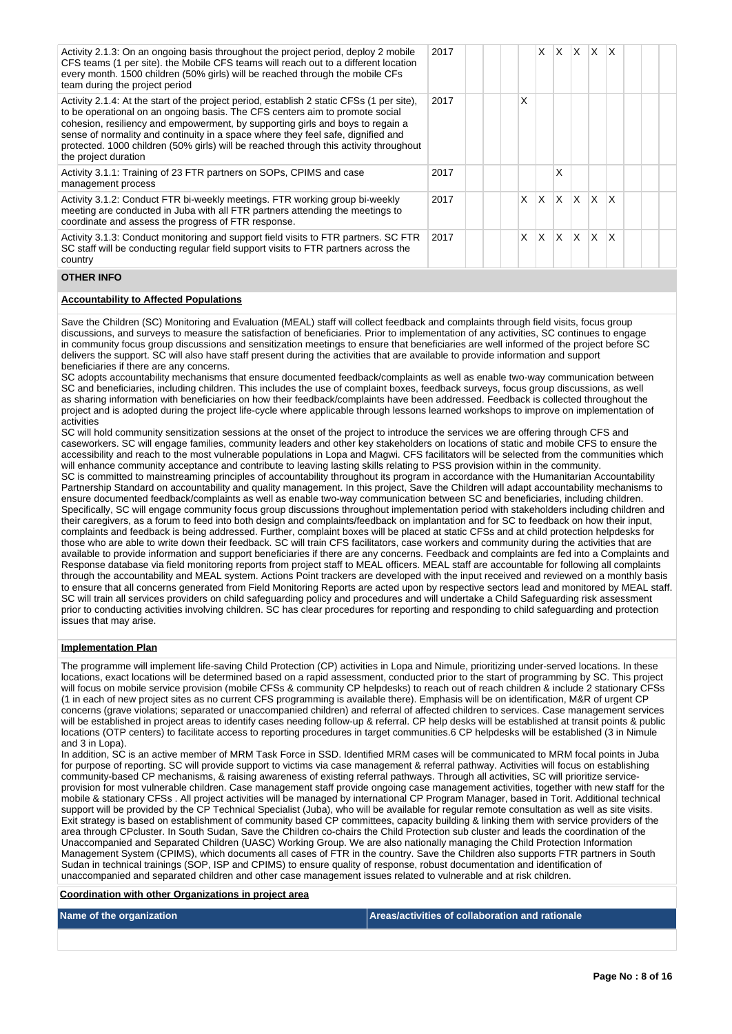| Activity | Year | | | | | | | | | | | | |
|---|---|---|---|---|---|---|---|---|---|---|---|---|---|
| Activity 2.1.3: On an ongoing basis throughout the project period, deploy 2 mobile CFS teams (1 per site). The Mobile CFS teams will reach out to a different location every month. 1500 children (50% girls) will be reached through the mobile CFs team during the project period | 2017 | | | | | X | X | X | X | X | | | |
| Activity 2.1.4: At the start of the project period, establish 2 static CFSs (1 per site), to be operational on an ongoing basis. The CFS centers aim to promote social cohesion, resiliency and empowerment, by supporting girls and boys to regain a sense of normality and continuity in a space where they feel safe, dignified and protected. 1000 children (50% girls) will be reached through this activity throughout the project duration | 2017 | | | | X | | | | | | | | |
| Activity 3.1.1: Training of 23 FTR partners on SOPs, CPIMS and case management process | 2017 | | | | | | X | | | | | | |
| Activity 3.1.2: Conduct FTR bi-weekly meetings. FTR working group bi-weekly meeting are conducted in Juba with all FTR partners attending the meetings to coordinate and assess the progress of FTR response. | 2017 | | | | X | X | X | X | X | X | | | |
| Activity 3.1.3: Conduct monitoring and support field visits to FTR partners. SC FTR SC staff will be conducting regular field support visits to FTR partners across the country | 2017 | | | | X | X | X | X | X | X | | | |

## OTHER INFO

### Accountability to Affected Populations

Save the Children (SC) Monitoring and Evaluation (MEAL) staff will collect feedback and complaints through field visits, focus group discussions, and surveys to measure the satisfaction of beneficiaries. Prior to implementation of any activities, SC continues to engage in community focus group discussions and sensitization meetings to ensure that beneficiaries are well informed of the project before SC delivers the support. SC will also have staff present during the activities that are available to provide information and support beneficiaries if there are any concerns.
SC adopts accountability mechanisms that ensure documented feedback/complaints as well as enable two-way communication between SC and beneficiaries, including children. This includes the use of complaint boxes, feedback surveys, focus group discussions, as well as sharing information with beneficiaries on how their feedback/complaints have been addressed. Feedback is collected throughout the project and is adopted during the project life-cycle where applicable through lessons learned workshops to improve on implementation of activities
SC will hold community sensitization sessions at the onset of the project to introduce the services we are offering through CFS and caseworkers. SC will engage families, community leaders and other key stakeholders on locations of static and mobile CFS to ensure the accessibility and reach to the most vulnerable populations in Lopa and Magwi. CFS facilitators will be selected from the communities which will enhance community acceptance and contribute to leaving lasting skills relating to PSS provision within in the community.
SC is committed to mainstreaming principles of accountability throughout its program in accordance with the Humanitarian Accountability Partnership Standard on accountability and quality management. In this project, Save the Children will adapt accountability mechanisms to ensure documented feedback/complaints as well as enable two-way communication between SC and beneficiaries, including children. Specifically, SC will engage community focus group discussions throughout implementation period with stakeholders including children and their caregivers, as a forum to feed into both design and complaints/feedback on implantation and for SC to feedback on how their input, complaints and feedback is being addressed. Further, complaint boxes will be placed at static CFSs and at child protection helpdesks for those who are able to write down their feedback. SC will train CFS facilitators, case workers and community during the activities that are available to provide information and support beneficiaries if there are any concerns. Feedback and complaints are fed into a Complaints and Response database via field monitoring reports from project staff to MEAL officers. MEAL staff are accountable for following all complaints through the accountability and MEAL system. Actions Point trackers are developed with the input received and reviewed on a monthly basis to ensure that all concerns generated from Field Monitoring Reports are acted upon by respective sectors lead and monitored by MEAL staff. SC will train all services providers on child safeguarding policy and procedures and will undertake a Child Safeguarding risk assessment prior to conducting activities involving children. SC has clear procedures for reporting and responding to child safeguarding and protection issues that may arise.

### Implementation Plan

The programme will implement life-saving Child Protection (CP) activities in Lopa and Nimule, prioritizing under-served locations. In these locations, exact locations will be determined based on a rapid assessment, conducted prior to the start of programming by SC. This project will focus on mobile service provision (mobile CFSs & community CP helpdesks) to reach out of reach children & include 2 stationary CFSs (1 in each of new project sites as no current CFS programming is available there). Emphasis will be on identification, M&R of urgent CP concerns (grave violations; separated or unaccompanied children) and referral of affected children to services. Case management services will be established in project areas to identify cases needing follow-up & referral. CP help desks will be established at transit points & public locations (OTP centers) to facilitate access to reporting procedures in target communities.6 CP helpdesks will be established (3 in Nimule and 3 in Lopa).
In addition, SC is an active member of MRM Task Force in SSD. Identified MRM cases will be communicated to MRM focal points in Juba for purpose of reporting. SC will provide support to victims via case management & referral pathway. Activities will focus on establishing community-based CP mechanisms, & raising awareness of existing referral pathways. Through all activities, SC will prioritize service-provision for most vulnerable children. Case management staff provide ongoing case management activities, together with new staff for the mobile & stationary CFSs . All project activities will be managed by international CP Program Manager, based in Torit. Additional technical support will be provided by the CP Technical Specialist (Juba), who will be available for regular remote consultation as well as site visits. Exit strategy is based on establishment of community based CP committees, capacity building & linking them with service providers of the area through CPcluster. In South Sudan, Save the Children co-chairs the Child Protection sub cluster and leads the coordination of the Unaccompanied and Separated Children (UASC) Working Group. We are also nationally managing the Child Protection Information Management System (CPIMS), which documents all cases of FTR in the country. Save the Children also supports FTR partners in South Sudan in technical trainings (SOP, ISP and CPIMS) to ensure quality of response, robust documentation and identification of unaccompanied and separated children and other case management issues related to vulnerable and at risk children.

### Coordination with other Organizations in project area

| Name of the organization | Areas/activities of collaboration and rationale |
|---|---|
| | |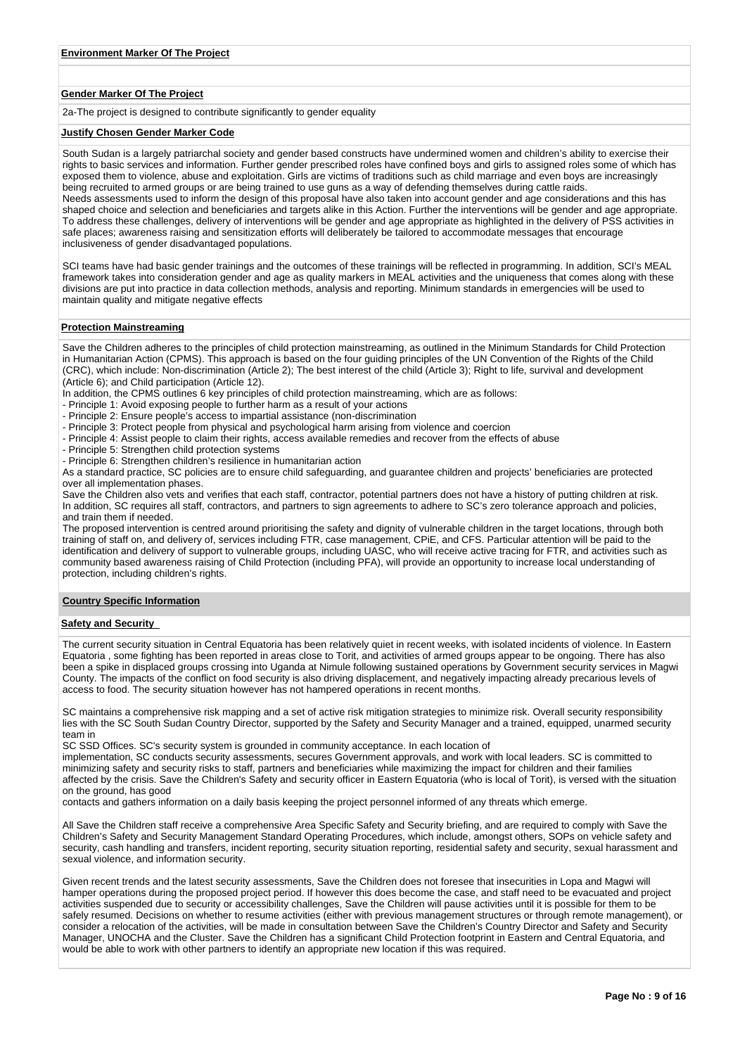**Environment Marker Of The Project**

**Gender Marker Of The Project**

2a-The project is designed to contribute significantly to gender equality

**Justify Chosen Gender Marker Code**

South Sudan is a largely patriarchal society and gender based constructs have undermined women and children's ability to exercise their rights to basic services and information. Further gender prescribed roles have confined boys and girls to assigned roles some of which has exposed them to violence, abuse and exploitation. Girls are victims of traditions such as child marriage and even boys are increasingly being recruited to armed groups or are being trained to use guns as a way of defending themselves during cattle raids.
Needs assessments used to inform the design of this proposal have also taken into account gender and age considerations and this has shaped choice and selection and beneficiaries and targets alike in this Action. Further the interventions will be gender and age appropriate. To address these challenges, delivery of interventions will be gender and age appropriate as highlighted in the delivery of PSS activities in safe places; awareness raising and sensitization efforts will deliberately be tailored to accommodate messages that encourage inclusiveness of gender disadvantaged populations.

SCI teams have had basic gender trainings and the outcomes of these trainings will be reflected in programming. In addition, SCI's MEAL framework takes into consideration gender and age as quality markers in MEAL activities and the uniqueness that comes along with these divisions are put into practice in data collection methods, analysis and reporting. Minimum standards in emergencies will be used to maintain quality and mitigate negative effects

**Protection Mainstreaming**

Save the Children adheres to the principles of child protection mainstreaming, as outlined in the Minimum Standards for Child Protection in Humanitarian Action (CPMS). This approach is based on the four guiding principles of the UN Convention of the Rights of the Child (CRC), which include: Non-discrimination (Article 2); The best interest of the child (Article 3); Right to life, survival and development (Article 6); and Child participation (Article 12).
In addition, the CPMS outlines 6 key principles of child protection mainstreaming, which are as follows:
- Principle 1: Avoid exposing people to further harm as a result of your actions
- Principle 2: Ensure people's access to impartial assistance (non-discrimination
- Principle 3: Protect people from physical and psychological harm arising from violence and coercion
- Principle 4: Assist people to claim their rights, access available remedies and recover from the effects of abuse
- Principle 5: Strengthen child protection systems
- Principle 6: Strengthen children's resilience in humanitarian action

As a standard practice, SC policies are to ensure child safeguarding, and guarantee children and projects' beneficiaries are protected over all implementation phases.
Save the Children also vets and verifies that each staff, contractor, potential partners does not have a history of putting children at risk. In addition, SC requires all staff, contractors, and partners to sign agreements to adhere to SC's zero tolerance approach and policies, and train them if needed.
The proposed intervention is centred around prioritising the safety and dignity of vulnerable children in the target locations, through both training of staff on, and delivery of, services including FTR, case management, CPiE, and CFS. Particular attention will be paid to the identification and delivery of support to vulnerable groups, including UASC, who will receive active tracing for FTR, and activities such as community based awareness raising of Child Protection (including PFA), will provide an opportunity to increase local understanding of protection, including children's rights.

**Country Specific Information**

**Safety and Security**

The current security situation in Central Equatoria has been relatively quiet in recent weeks, with isolated incidents of violence. In Eastern Equatoria , some fighting has been reported in areas close to Torit, and activities of armed groups appear to be ongoing. There has also been a spike in displaced groups crossing into Uganda at Nimule following sustained operations by Government security services in Magwi County. The impacts of the conflict on food security is also driving displacement, and negatively impacting already precarious levels of access to food. The security situation however has not hampered operations in recent months.

SC maintains a comprehensive risk mapping and a set of active risk mitigation strategies to minimize risk. Overall security responsibility lies with the SC South Sudan Country Director, supported by the Safety and Security Manager and a trained, equipped, unarmed security team in
SC SSD Offices. SC's security system is grounded in community acceptance. In each location of
implementation, SC conducts security assessments, secures Government approvals, and work with local leaders. SC is committed to minimizing safety and security risks to staff, partners and beneficiaries while maximizing the impact for children and their families affected by the crisis. Save the Children's Safety and security officer in Eastern Equatoria (who is local of Torit), is versed with the situation on the ground, has good
contacts and gathers information on a daily basis keeping the project personnel informed of any threats which emerge.

All Save the Children staff receive a comprehensive Area Specific Safety and Security briefing, and are required to comply with Save the Children's Safety and Security Management Standard Operating Procedures, which include, amongst others, SOPs on vehicle safety and security, cash handling and transfers, incident reporting, security situation reporting, residential safety and security, sexual harassment and sexual violence, and information security.

Given recent trends and the latest security assessments, Save the Children does not foresee that insecurities in Lopa and Magwi will hamper operations during the proposed project period. If however this does become the case, and staff need to be evacuated and project activities suspended due to security or accessibility challenges, Save the Children will pause activities until it is possible for them to be safely resumed. Decisions on whether to resume activities (either with previous management structures or through remote management), or consider a relocation of the activities, will be made in consultation between Save the Children's Country Director and Safety and Security Manager, UNOCHA and the Cluster. Save the Children has a significant Child Protection footprint in Eastern and Central Equatoria, and would be able to work with other partners to identify an appropriate new location if this was required.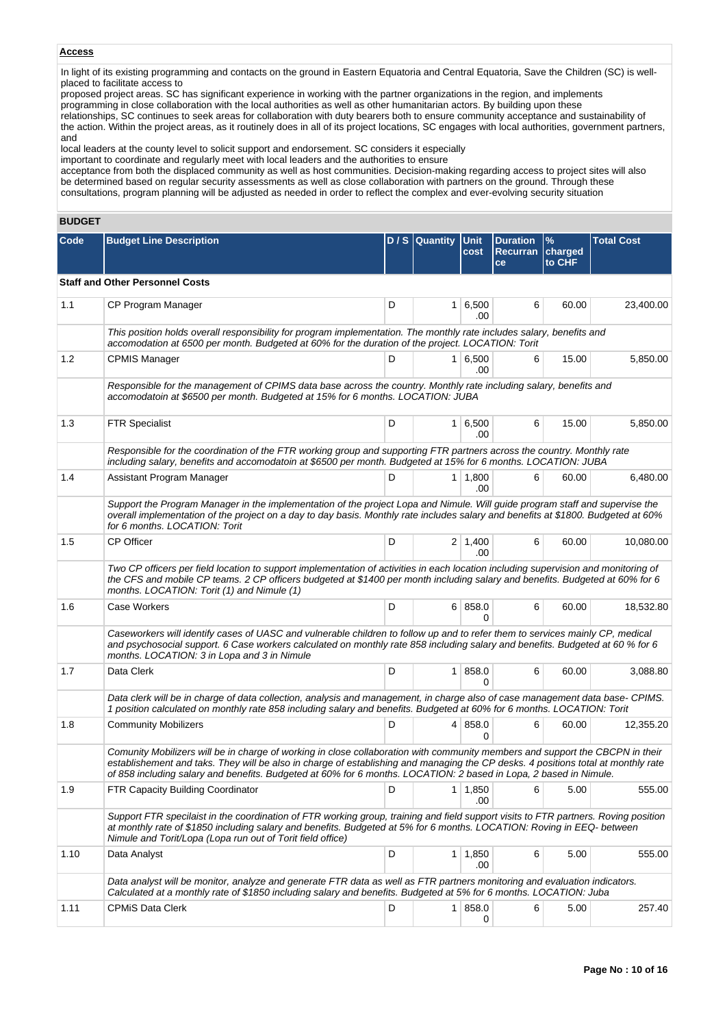## Access

In light of its existing programming and contacts on the ground in Eastern Equatoria and Central Equatoria, Save the Children (SC) is well-placed to facilitate access to
proposed project areas. SC has significant experience in working with the partner organizations in the region, and implements programming in close collaboration with the local authorities as well as other humanitarian actors. By building upon these relationships, SC continues to seek areas for collaboration with duty bearers both to ensure community acceptance and sustainability of the action. Within the project areas, as it routinely does in all of its project locations, SC engages with local authorities, government partners, and
local leaders at the county level to solicit support and endorsement. SC considers it especially
important to coordinate and regularly meet with local leaders and the authorities to ensure
acceptance from both the displaced community as well as host communities. Decision-making regarding access to project sites will also be determined based on regular security assessments as well as close collaboration with partners on the ground. Through these consultations, program planning will be adjusted as needed in order to reflect the complex and ever-evolving security situation

## BUDGET

| Code | Budget Line Description | D / S | Quantity | Unit cost | Duration Recurrance | % charged to CHF | Total Cost |
|---|---|---|---|---|---|---|---|
| **Staff and Other Personnel Costs** | | | | | | | |
| 1.1 | CP Program Manager | D | 1 | 6,500.00 | 6 | 60.00 | 23,400.00 |
| | *This position holds overall responsibility for program implementation. The monthly rate includes salary, benefits and accomodation at 6500 per month. Budgeted at 60% for the duration of the project. LOCATION: Torit* | | | | | | |
| 1.2 | CPMIS Manager | D | 1 | 6,500.00 | 6 | 15.00 | 5,850.00 |
| | *Responsible for the management of CPIMS data base across the country. Monthly rate including salary, benefits and accomodatoin at $6500 per month. Budgeted at 15% for 6 months. LOCATION: JUBA* | | | | | | |
| 1.3 | FTR Specialist | D | 1 | 6,500.00 | 6 | 15.00 | 5,850.00 |
| | *Responsible for the coordination of the FTR working group and supporting FTR partners across the country. Monthly rate including salary, benefits and accomodatoin at $6500 per month. Budgeted at 15% for 6 months. LOCATION: JUBA* | | | | | | |
| 1.4 | Assistant Program Manager | D | 1 | 1,800.00 | 6 | 60.00 | 6,480.00 |
| | *Support the Program Manager in the implementation of the project Lopa and Nimule. Will guide program staff and supervise the overall implementation of the project on a day to day basis. Monthly rate includes salary and benefits at $1800. Budgeted at 60% for 6 months. LOCATION: Torit* | | | | | | |
| 1.5 | CP Officer | D | 2 | 1,400.00 | 6 | 60.00 | 10,080.00 |
| | *Two CP officers per field location to support implementation of activities in each location including supervision and monitoring of the CFS and mobile CP teams. 2 CP officers budgeted at $1400 per month including salary and benefits. Budgeted at 60% for 6 months. LOCATION: Torit (1) and Nimule (1)* | | | | | | |
| 1.6 | Case Workers | D | 6 | 858.00 | 6 | 60.00 | 18,532.80 |
| | *Caseworkers will identify cases of UASC and vulnerable children to follow up and to refer them to services mainly CP, medical and psychosocial support. 6 Case workers calculated on monthly rate 858 including salary and benefits. Budgeted at 60 % for 6 months. LOCATION: 3 in Lopa and 3 in Nimule* | | | | | | |
| 1.7 | Data Clerk | D | 1 | 858.00 | 6 | 60.00 | 3,088.80 |
| | *Data clerk will be in charge of data collection, analysis and management, in charge also of case management data base- CPIMS. 1 position calculated on monthly rate 858 including salary and benefits. Budgeted at 60% for 6 months. LOCATION: Torit* | | | | | | |
| 1.8 | Community Mobilizers | D | 4 | 858.00 | 6 | 60.00 | 12,355.20 |
| | *Comunity Mobilizers will be in charge of working in close collaboration with community members and support the CBCPN in their establishement and taks. They will be also in charge of establishing and managing the CP desks. 4 positions total at monthly rate of 858 including salary and benefits. Budgeted at 60% for 6 months. LOCATION: 2 based in Lopa, 2 based in Nimule.* | | | | | | |
| 1.9 | FTR Capacity Building Coordinator | D | 1 | 1,850.00 | 6 | 5.00 | 555.00 |
| | *Support FTR specilaist in the coordination of FTR working group, training and field support visits to FTR partners. Roving position at monthly rate of $1850 including salary and benefits. Budgeted at 5% for 6 months. LOCATION: Roving in EEQ- between Nimule and Torit/Lopa (Lopa run out of Torit field office)* | | | | | | |
| 1.10 | Data Analyst | D | 1 | 1,850.00 | 6 | 5.00 | 555.00 |
| | *Data analyst will be monitor, analyze and generate FTR data as well as FTR partners monitoring and evaluation indicators. Calculated at a monthly rate of $1850 including salary and benefits. Budgeted at 5% for 6 months. LOCATION: Juba* | | | | | | |
| 1.11 | CPMiS Data Clerk | D | 1 | 858.00 | 6 | 5.00 | 257.40 |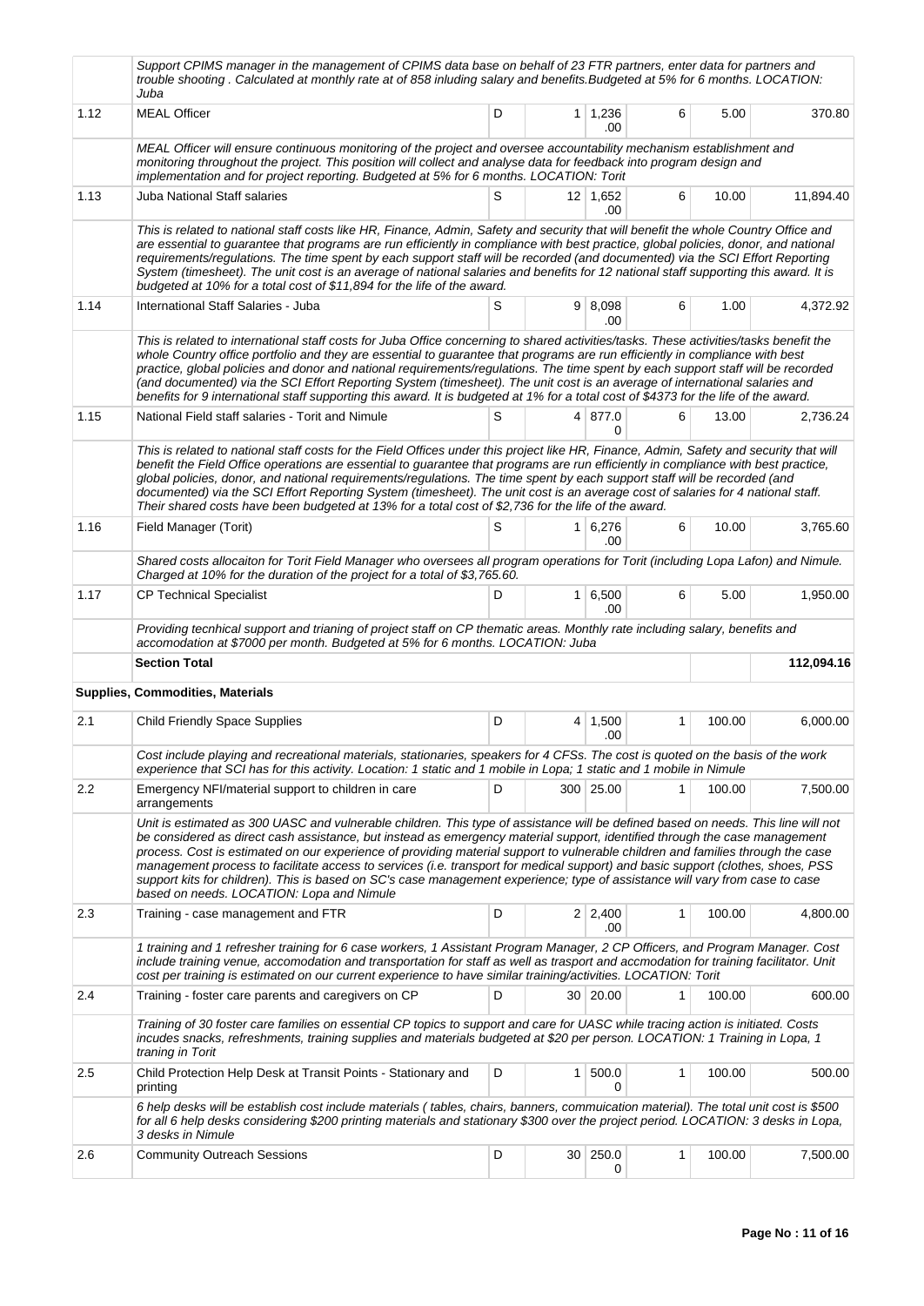| | | | | | | | |
|---|---|---|---|---|---|---|---|
| | *Support CPIMS manager in the management of CPIMS data base on behalf of 23 FTR partners, enter data for partners and trouble shooting . Calculated at monthly rate at of 858 inluding salary and benefits.Budgeted at 5% for 6 months. LOCATION: Juba* | | | | | | |
| 1.12 | MEAL Officer | D | 1 | 1,236.00 | 6 | 5.00 | 370.80 |
| | *MEAL Officer will ensure continuous monitoring of the project and oversee accountability mechanism establishment and monitoring throughout the project. This position will collect and analyse data for feedback into program design and implementation and for project reporting. Budgeted at 5% for 6 months. LOCATION: Torit* | | | | | | |
| 1.13 | Juba National Staff salaries | S | 12 | 1,652.00 | 6 | 10.00 | 11,894.40 |
| | *This is related to national staff costs like HR, Finance, Admin, Safety and security that will benefit the whole Country Office and are essential to guarantee that programs are run efficiently in compliance with best practice, global policies, donor, and national requirements/regulations. The time spent by each support staff will be recorded (and documented) via the SCI Effort Reporting System (timesheet). The unit cost is an average of national salaries and benefits for 12 national staff supporting this award. It is budgeted at 10% for a total cost of $11,894 for the life of the award.* | | | | | | |
| 1.14 | International Staff Salaries - Juba | S | 9 | 8,098.00 | 6 | 1.00 | 4,372.92 |
| | *This is related to international staff costs for Juba Office concerning to shared activities/tasks. These activities/tasks benefit the whole Country office portfolio and they are essential to guarantee that programs are run efficiently in compliance with best practice, global policies and donor and national requirements/regulations. The time spent by each support staff will be recorded (and documented) via the SCI Effort Reporting System (timesheet). The unit cost is an average of international salaries and benefits for 9 international staff supporting this award. It is budgeted at 1% for a total cost of $4373 for the life of the award.* | | | | | | |
| 1.15 | National Field staff salaries - Torit and Nimule | S | 4 | 877.00 | 6 | 13.00 | 2,736.24 |
| | *This is related to national staff costs for the Field Offices under this project like HR, Finance, Admin, Safety and security that will benefit the Field Office operations are essential to guarantee that programs are run efficiently in compliance with best practice, global policies, donor, and national requirements/regulations. The time spent by each support staff will be recorded (and documented) via the SCI Effort Reporting System (timesheet). The unit cost is an average cost of salaries for 4 national staff. Their shared costs have been budgeted at 13% for a total cost of $2,736 for the life of the award.* | | | | | | |
| 1.16 | Field Manager (Torit) | S | 1 | 6,276.00 | 6 | 10.00 | 3,765.60 |
| | *Shared costs allocaiton for Torit Field Manager who oversees all program operations for Torit (including Lopa Lafon) and Nimule. Charged at 10% for the duration of the project for a total of $3,765.60.* | | | | | | |
| 1.17 | CP Technical Specialist | D | 1 | 6,500.00 | 6 | 5.00 | 1,950.00 |
| | *Providing tecnhical support and trianing of project staff on CP thematic areas. Monthly rate including salary, benefits and accomodation at $7000 per month. Budgeted at 5% for 6 months. LOCATION: Juba* | | | | | | |
| | **Section Total** | | | | | | **112,094.16** |
| **Supplies, Commodities, Materials** | | | | | | | |
| 2.1 | Child Friendly Space Supplies | D | 4 | 1,500.00 | 1 | 100.00 | 6,000.00 |
| | *Cost include playing and recreational materials, stationaries, speakers for 4 CFSs. The cost is quoted on the basis of the work experience that SCI has for this activity. Location: 1 static and 1 mobile in Lopa; 1 static and 1 mobile in Nimule* | | | | | | |
| 2.2 | Emergency NFI/material support to children in care arrangements | D | 300 | 25.00 | 1 | 100.00 | 7,500.00 |
| | *Unit is estimated as 300 UASC and vulnerable children. This type of assistance will be defined based on needs. This line will not be considered as direct cash assistance, but instead as emergency material support, identified through the case management process. Cost is estimated on our experience of providing material support to vulnerable children and families through the case management process to facilitate access to services (i.e. transport for medical support) and basic support (clothes, shoes, PSS support kits for children). This is based on SC's case management experience; type of assistance will vary from case to case based on needs. LOCATION: Lopa and Nimule* | | | | | | |
| 2.3 | Training - case management and FTR | D | 2 | 2,400.00 | 1 | 100.00 | 4,800.00 |
| | *1 training and 1 refresher training for 6 case workers, 1 Assistant Program Manager, 2 CP Officers, and Program Manager. Cost include training venue, accomodation and transportation for staff as well as trasport and accmodation for training facilitator. Unit cost per training is estimated on our current experience to have similar training/activities. LOCATION: Torit* | | | | | | |
| 2.4 | Training - foster care parents and caregivers on CP | D | 30 | 20.00 | 1 | 100.00 | 600.00 |
| | *Training of 30 foster care families on essential CP topics to support and care for UASC while tracing action is initiated. Costs incudes snacks, refreshments, training supplies and materials budgeted at $20 per person. LOCATION: 1 Training in Lopa, 1 traning in Torit* | | | | | | |
| 2.5 | Child Protection Help Desk at Transit Points - Stationary and printing | D | 1 | 500.00 | 1 | 100.00 | 500.00 |
| | *6 help desks will be establish cost include materials ( tables, chairs, banners, commuication material). The total unit cost is $500 for all 6 help desks considering $200 printing materials and stationary $300 over the project period. LOCATION: 3 desks in Lopa, 3 desks in Nimule* | | | | | | |
| 2.6 | Community Outreach Sessions | D | 30 | 250.00 | 1 | 100.00 | 7,500.00 |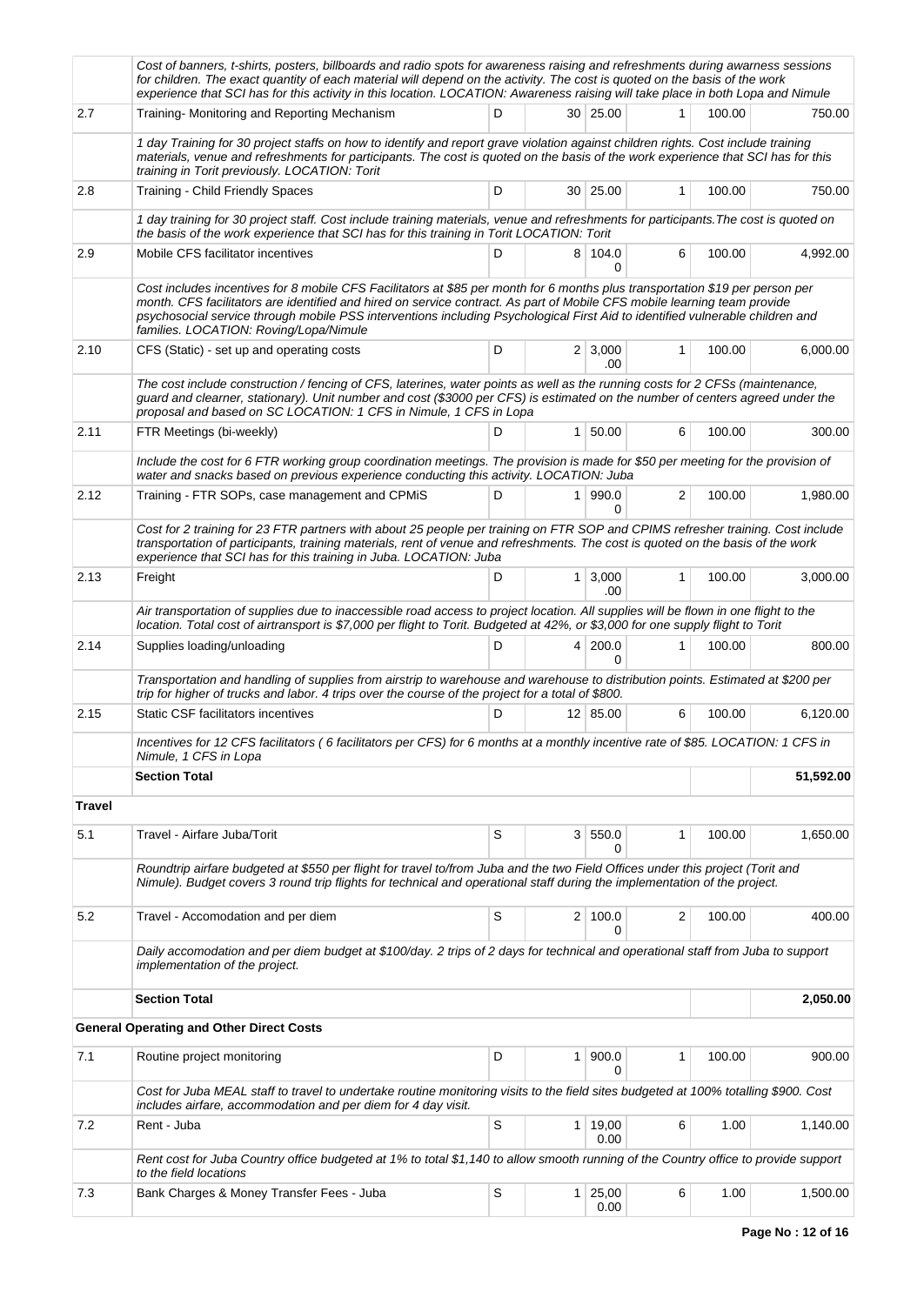| | | | | | | | |
|---|---|---|---|---|---|---|---|
| | *Cost of banners, t-shirts, posters, billboards and radio spots for awareness raising and refreshments during awarness sessions for children. The exact quantity of each material will depend on the activity. The cost is quoted on the basis of the work experience that SCI has for this activity in this location. LOCATION: Awareness raising will take place in both Lopa and Nimule* | | | | | | |
| 2.7 | Training- Monitoring and Reporting Mechanism | D | 30 | 25.00 | 1 | 100.00 | 750.00 |
| | *1 day Training for 30 project staffs on how to identify and report grave violation against children rights. Cost include training materials, venue and refreshments for participants. The cost is quoted on the basis of the work experience that SCI has for this training in Torit previously. LOCATION: Torit* | | | | | | |
| 2.8 | Training - Child Friendly Spaces | D | 30 | 25.00 | 1 | 100.00 | 750.00 |
| | *1 day training for 30 project staff. Cost include training materials, venue and refreshments for participants.The cost is quoted on the basis of the work experience that SCI has for this training in Torit LOCATION: Torit* | | | | | | |
| 2.9 | Mobile CFS facilitator incentives | D | 8 | 104.00 | 6 | 100.00 | 4,992.00 |
| | *Cost includes incentives for 8 mobile CFS Facilitators at $85 per month for 6 months plus transportation $19 per person per month. CFS facilitators are identified and hired on service contract. As part of Mobile CFS mobile learning team provide psychosocial service through mobile PSS interventions including Psychological First Aid to identified vulnerable children and families. LOCATION: Roving/Lopa/Nimule* | | | | | | |
| 2.10 | CFS (Static) - set up and operating costs | D | 2 | 3,000.00 | 1 | 100.00 | 6,000.00 |
| | *The cost include construction / fencing of CFS, laterines, water points as well as the running costs for 2 CFSs (maintenance, guard and clearner, stationary). Unit number and cost ($3000 per CFS) is estimated on the number of centers agreed under the proposal and based on SC LOCATION: 1 CFS in Nimule, 1 CFS in Lopa* | | | | | | |
| 2.11 | FTR Meetings (bi-weekly) | D | 1 | 50.00 | 6 | 100.00 | 300.00 |
| | *Include the cost for 6 FTR working group coordination meetings. The provision is made for $50 per meeting for the provision of water and snacks based on previous experience conducting this activity. LOCATION: Juba* | | | | | | |
| 2.12 | Training - FTR SOPs, case management and CPMiS | D | 1 | 990.00 | 2 | 100.00 | 1,980.00 |
| | *Cost for 2 training for 23 FTR partners with about 25 people per training on FTR SOP and CPIMS refresher training. Cost include transportation of participants, training materials, rent of venue and refreshments. The cost is quoted on the basis of the work experience that SCI has for this training in Juba. LOCATION: Juba* | | | | | | |
| 2.13 | Freight | D | 1 | 3,000.00 | 1 | 100.00 | 3,000.00 |
| | *Air transportation of supplies due to inaccessible road access to project location. All supplies will be flown in one flight to the location. Total cost of airtransport is $7,000 per flight to Torit. Budgeted at 42%, or $3,000 for one supply flight to Torit* | | | | | | |
| 2.14 | Supplies loading/unloading | D | 4 | 200.00 | 1 | 100.00 | 800.00 |
| | *Transportation and handling of supplies from airstrip to warehouse and warehouse to distribution points. Estimated at $200 per trip for higher of trucks and labor. 4 trips over the course of the project for a total of $800.* | | | | | | |
| 2.15 | Static CSF facilitators incentives | D | 12 | 85.00 | 6 | 100.00 | 6,120.00 |
| | *Incentives for 12 CFS facilitators ( 6 facilitators per CFS) for 6 months at a monthly incentive rate of $85. LOCATION: 1 CFS in Nimule, 1 CFS in Lopa* | | | | | | |
| | **Section Total** | | | | | | **51,592.00** |
| **Travel** | | | | | | | |
| 5.1 | Travel - Airfare Juba/Torit | S | 3 | 550.00 | 1 | 100.00 | 1,650.00 |
| | *Roundtrip airfare budgeted at $550 per flight for travel to/from Juba and the two Field Offices under this project (Torit and Nimule). Budget covers 3 round trip flights for technical and operational staff during the implementation of the project.* | | | | | | |
| 5.2 | Travel - Accomodation and per diem | S | 2 | 100.00 | 2 | 100.00 | 400.00 |
| | *Daily accomodation and per diem budget at $100/day. 2 trips of 2 days for technical and operational staff from Juba to support implementation of the project.* | | | | | | |
| | **Section Total** | | | | | | **2,050.00** |
| **General Operating and Other Direct Costs** | | | | | | | |
| 7.1 | Routine project monitoring | D | 1 | 900.00 | 1 | 100.00 | 900.00 |
| | *Cost for Juba MEAL staff to travel to undertake routine monitoring visits to the field sites budgeted at 100% totalling $900. Cost includes airfare, accommodation and per diem for 4 day visit.* | | | | | | |
| 7.2 | Rent - Juba | S | 1 | 19,000.00 | 6 | 1.00 | 1,140.00 |
| | *Rent cost for Juba Country office budgeted at 1% to total $1,140 to allow smooth running of the Country office to provide support to the field locations* | | | | | | |
| 7.3 | Bank Charges & Money Transfer Fees - Juba | S | 1 | 25,000.00 | 6 | 1.00 | 1,500.00 |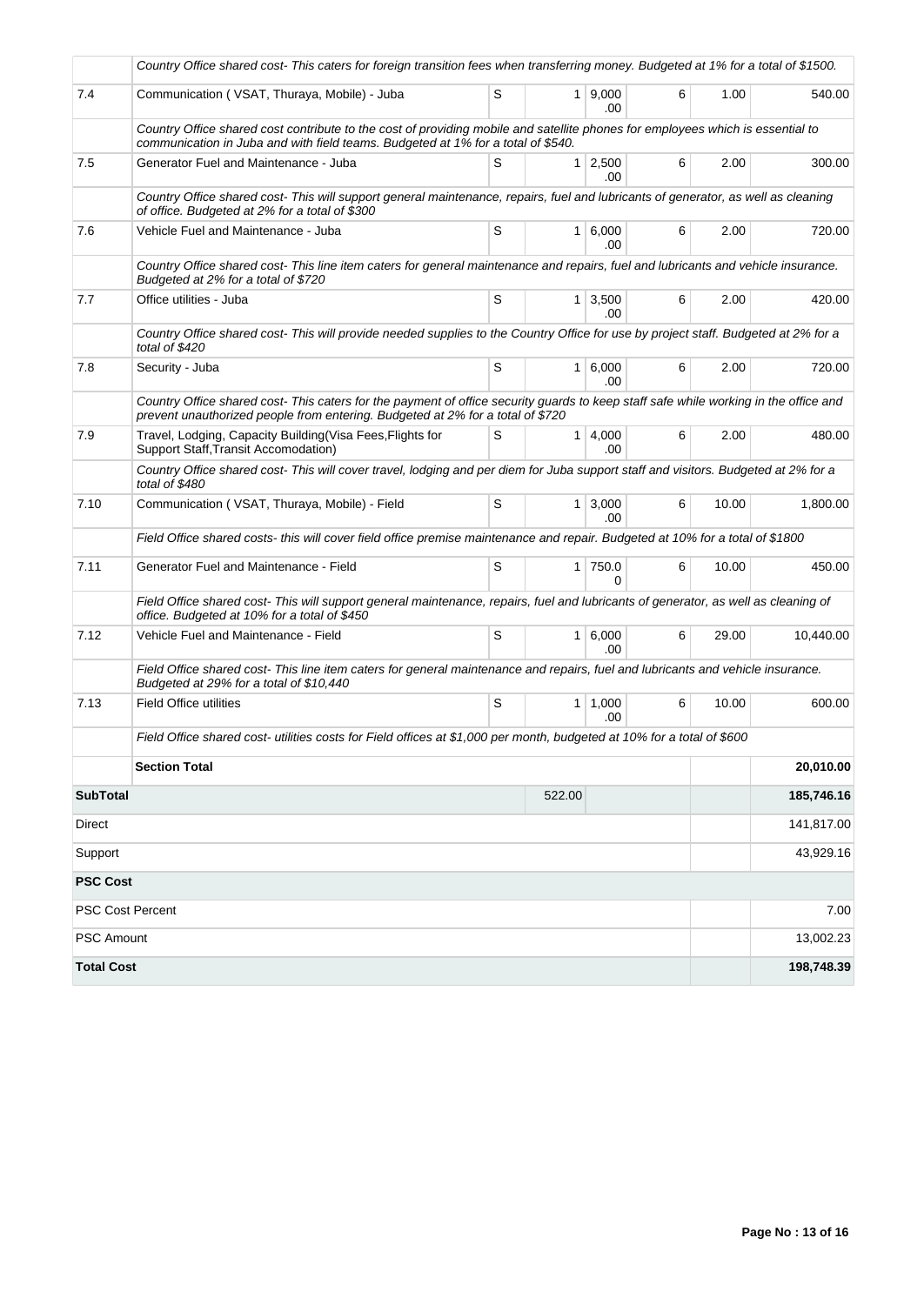| | | | | | | | |
|---|---|---|---|---|---|---|---|
| | *Country Office shared cost- This caters for foreign transition fees when transferring money. Budgeted at 1% for a total of $1500.* | | | | | | |
| 7.4 | Communication ( VSAT, Thuraya, Mobile) - Juba | S | 1 | 9,000.00 | 6 | 1.00 | 540.00 |
| | *Country Office shared cost contribute to the cost of providing mobile and satellite phones for employees which is essential to communication in Juba and with field teams. Budgeted at 1% for a total of $540.* | | | | | | |
| 7.5 | Generator Fuel and Maintenance - Juba | S | 1 | 2,500.00 | 6 | 2.00 | 300.00 |
| | *Country Office shared cost- This will support general maintenance, repairs, fuel and lubricants of generator, as well as cleaning of office. Budgeted at 2% for a total of $300* | | | | | | |
| 7.6 | Vehicle Fuel and Maintenance - Juba | S | 1 | 6,000.00 | 6 | 2.00 | 720.00 |
| | *Country Office shared cost- This line item caters for general maintenance and repairs, fuel and lubricants and vehicle insurance. Budgeted at 2% for a total of $720* | | | | | | |
| 7.7 | Office utilities - Juba | S | 1 | 3,500.00 | 6 | 2.00 | 420.00 |
| | *Country Office shared cost- This will provide needed supplies to the Country Office for use by project staff. Budgeted at 2% for a total of $420* | | | | | | |
| 7.8 | Security - Juba | S | 1 | 6,000.00 | 6 | 2.00 | 720.00 |
| | *Country Office shared cost- This caters for the payment of office security guards to keep staff safe while working in the office and prevent unauthorized people from entering. Budgeted at 2% for a total of $720* | | | | | | |
| 7.9 | Travel, Lodging, Capacity Building(Visa Fees,Flights for Support Staff,Transit Accomodation) | S | 1 | 4,000.00 | 6 | 2.00 | 480.00 |
| | *Country Office shared cost- This will cover travel, lodging and per diem for Juba support staff and visitors. Budgeted at 2% for a total of $480* | | | | | | |
| 7.10 | Communication ( VSAT, Thuraya, Mobile) - Field | S | 1 | 3,000.00 | 6 | 10.00 | 1,800.00 |
| | *Field Office shared costs- this will cover field office premise maintenance and repair. Budgeted at 10% for a total of $1800* | | | | | | |
| 7.11 | Generator Fuel and Maintenance - Field | S | 1 | 750.00 | 6 | 10.00 | 450.00 |
| | *Field Office shared cost- This will support general maintenance, repairs, fuel and lubricants of generator, as well as cleaning of office. Budgeted at 10% for a total of $450* | | | | | | |
| 7.12 | Vehicle Fuel and Maintenance - Field | S | 1 | 6,000.00 | 6 | 29.00 | 10,440.00 |
| | *Field Office shared cost- This line item caters for general maintenance and repairs, fuel and lubricants and vehicle insurance. Budgeted at 29% for a total of $10,440* | | | | | | |
| 7.13 | Field Office utilities | S | 1 | 1,000.00 | 6 | 10.00 | 600.00 |
| | *Field Office shared cost- utilities costs for Field offices at $1,000 per month, budgeted at 10% for a total of $600* | | | | | | |
| | **Section Total** | | | | | | **20,010.00** |
| **SubTotal** | | | 522.00 | | | | **185,746.16** |
| Direct | | | | | | | 141,817.00 |
| Support | | | | | | | 43,929.16 |
| **PSC Cost** | | | | | | | |
| PSC Cost Percent | | | | | | | 7.00 |
| PSC Amount | | | | | | | 13,002.23 |
| **Total Cost** | | | | | | | **198,748.39** |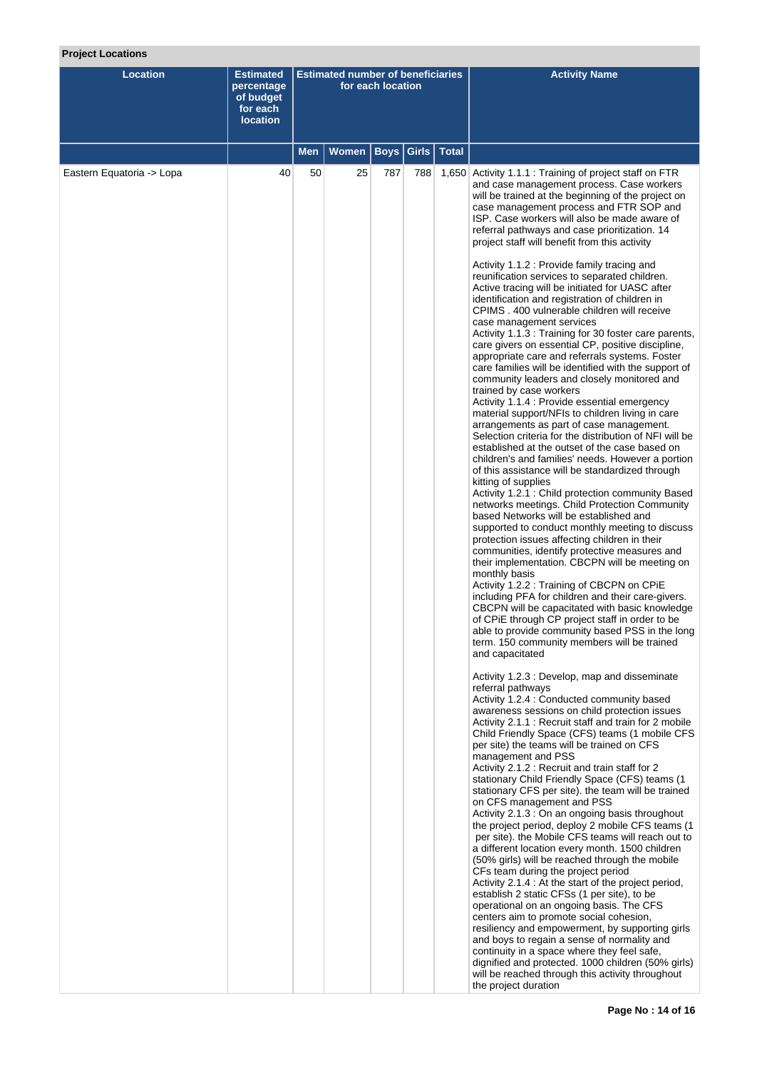**Project Locations**

| Location | Estimated percentage of budget for each location | Estimated number of beneficiaries for each location | | | | | Activity Name |
|---|---|---|---|---|---|---|---|
| | | Men | Women | Boys | Girls | Total | |
| Eastern Equatoria -> Lopa | 40 | 50 | 25 | 787 | 788 | 1,650 | Activity 1.1.1 : Training of project staff on FTR and case management process. Case workers will be trained at the beginning of the project on case management process and FTR SOP and ISP. Case workers will also be made aware of referral pathways and case prioritization. 14 project staff will benefit from this activity<br><br>Activity 1.1.2 : Provide family tracing and reunification services to separated children. Active tracing will be initiated for UASC after identification and registration of children in CPIMS . 400 vulnerable children will receive case management services<br>Activity 1.1.3 : Training for 30 foster care parents, care givers on essential CP, positive discipline, appropriate care and referrals systems. Foster care families will be identified with the support of community leaders and closely monitored and trained by case workers<br>Activity 1.1.4 : Provide essential emergency material support/NFIs to children living in care arrangements as part of case management. Selection criteria for the distribution of NFI will be established at the outset of the case based on children's and families' needs. However a portion of this assistance will be standardized through kitting of supplies<br>Activity 1.2.1 : Child protection community Based networks meetings. Child Protection Community based Networks will be established and supported to conduct monthly meeting to discuss protection issues affecting children in their communities, identify protective measures and their implementation. CBCPN will be meeting on monthly basis<br>Activity 1.2.2 : Training of CBCPN on CPiE including PFA for children and their care-givers. CBCPN will be capacitated with basic knowledge of CPiE through CP project staff in order to be able to provide community based PSS in the long term. 150 community members will be trained and capacitated<br><br>Activity 1.2.3 : Develop, map and disseminate referral pathways<br>Activity 1.2.4 : Conducted community based awareness sessions on child protection issues<br>Activity 2.1.1 : Recruit staff and train for 2 mobile Child Friendly Space (CFS) teams (1 mobile CFS per site) the teams will be trained on CFS management and PSS<br>Activity 2.1.2 : Recruit and train staff for 2 stationary Child Friendly Space (CFS) teams (1 stationary CFS per site). the team will be trained on CFS management and PSS<br>Activity 2.1.3 : On an ongoing basis throughout the project period, deploy 2 mobile CFS teams (1 per site). the Mobile CFS teams will reach out to a different location every month. 1500 children (50% girls) will be reached through the mobile CFs team during the project period<br>Activity 2.1.4 : At the start of the project period, establish 2 static CFSs (1 per site), to be operational on an ongoing basis. The CFS centers aim to promote social cohesion, resiliency and empowerment, by supporting girls and boys to regain a sense of normality and continuity in a space where they feel safe, dignified and protected. 1000 children (50% girls) will be reached through this activity throughout the project duration |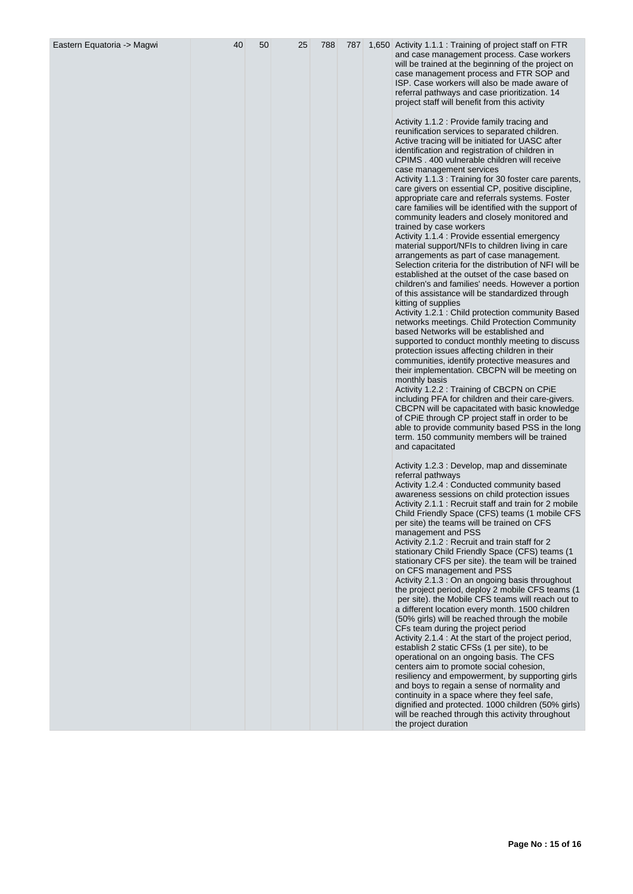| Eastern Equatoria -> Magwi | 40 | 50 | 25 | 788 | 787 | 1,650 | Activity 1.1.1 : Training of project staff on FTR and case management process. Case workers will be trained at the beginning of the project on case management process and FTR SOP and ISP. Case workers will also be made aware of referral pathways and case prioritization. 14 project staff will benefit from this activity<br><br>Activity 1.1.2 : Provide family tracing and reunification services to separated children. Active tracing will be initiated for UASC after identification and registration of children in CPIMS . 400 vulnerable children will receive case management services<br>Activity 1.1.3 : Training for 30 foster care parents, care givers on essential CP, positive discipline, appropriate care and referrals systems. Foster care families will be identified with the support of community leaders and closely monitored and trained by case workers<br>Activity 1.1.4 : Provide essential emergency material support/NFIs to children living in care arrangements as part of case management. Selection criteria for the distribution of NFI will be established at the outset of the case based on children's and families' needs. However a portion of this assistance will be standardized through kitting of supplies<br>Activity 1.2.1 : Child protection community Based networks meetings. Child Protection Community based Networks will be established and supported to conduct monthly meeting to discuss protection issues affecting children in their communities, identify protective measures and their implementation. CBCPN will be meeting on monthly basis<br>Activity 1.2.2 : Training of CBCPN on CPiE including PFA for children and their care-givers. CBCPN will be capacitated with basic knowledge of CPiE through CP project staff in order to be able to provide community based PSS in the long term. 150 community members will be trained and capacitated<br><br>Activity 1.2.3 : Develop, map and disseminate referral pathways<br>Activity 1.2.4 : Conducted community based awareness sessions on child protection issues<br>Activity 2.1.1 : Recruit staff and train for 2 mobile Child Friendly Space (CFS) teams (1 mobile CFS per site) the teams will be trained on CFS management and PSS<br>Activity 2.1.2 : Recruit and train staff for 2 stationary Child Friendly Space (CFS) teams (1 stationary CFS per site). the team will be trained on CFS management and PSS<br>Activity 2.1.3 : On an ongoing basis throughout the project period, deploy 2 mobile CFS teams (1 per site). the Mobile CFS teams will reach out to a different location every month. 1500 children (50% girls) will be reached through the mobile CFs team during the project period<br>Activity 2.1.4 : At the start of the project period, establish 2 static CFSs (1 per site), to be operational on an ongoing basis. The CFS centers aim to promote social cohesion, resiliency and empowerment, by supporting girls and boys to regain a sense of normality and continuity in a space where they feel safe, dignified and protected. 1000 children (50% girls) will be reached through this activity throughout the project duration |
|---|---|---|---|---|---|---|---|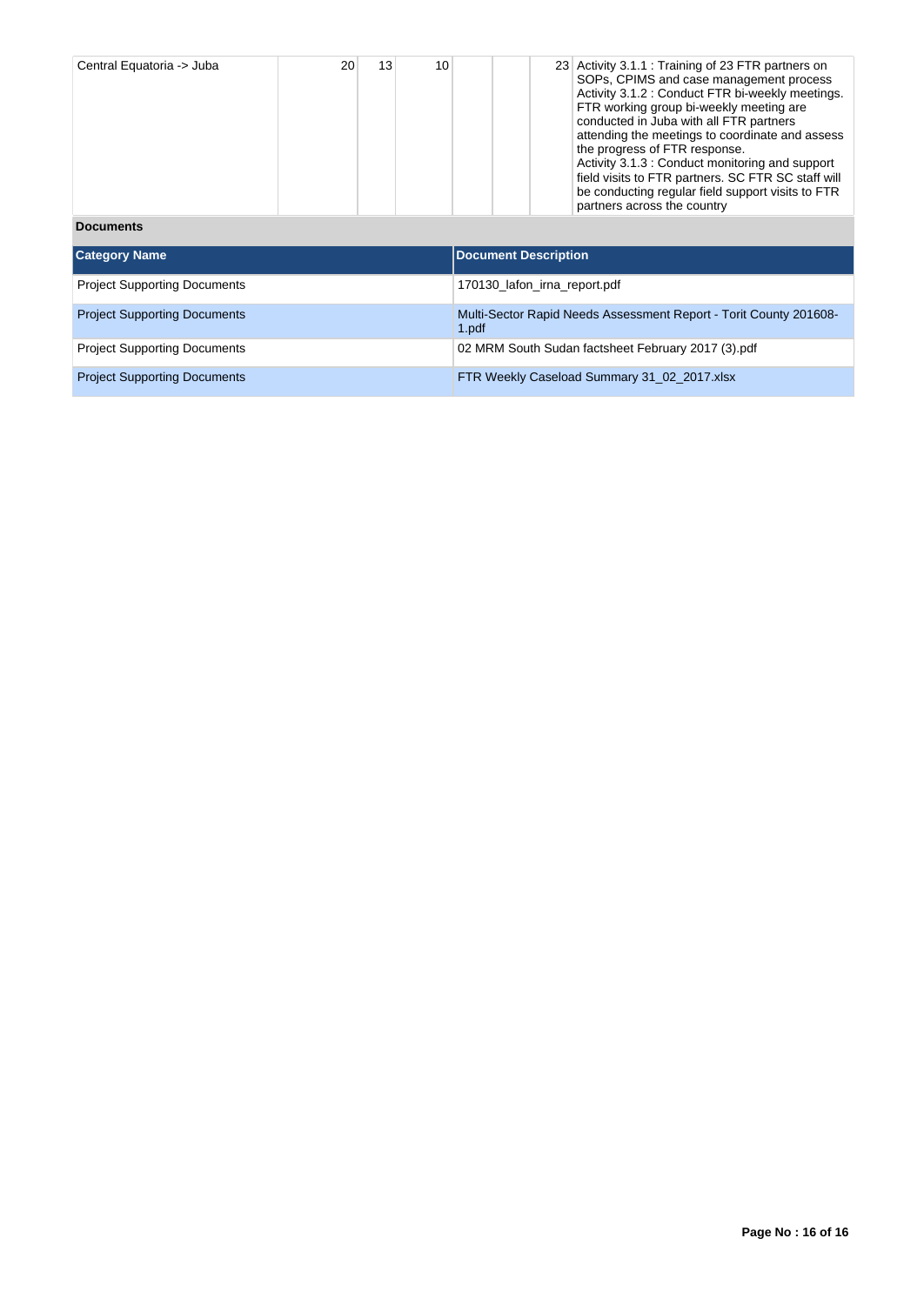| | | | | | | | |
|---|---|---|---|---|---|---|---|
| Central Equatoria -> Juba | 20 | 13 | 10 | | | 23 | Activity 3.1.1 : Training of 23 FTR partners on SOPs, CPIMS and case management process<br>Activity 3.1.2 : Conduct FTR bi-weekly meetings. FTR working group bi-weekly meeting are conducted in Juba with all FTR partners attending the meetings to coordinate and assess the progress of FTR response.<br>Activity 3.1.3 : Conduct monitoring and support field visits to FTR partners. SC FTR SC staff will be conducting regular field support visits to FTR partners across the country |

**Documents**

| Category Name | Document Description |
|---|---|
| Project Supporting Documents | 170130_lafon_irna_report.pdf |
| Project Supporting Documents | Multi-Sector Rapid Needs Assessment Report - Torit County 201608-1.pdf |
| Project Supporting Documents | 02 MRM South Sudan factsheet February 2017 (3).pdf |
| Project Supporting Documents | FTR Weekly Caseload Summary 31_02_2017.xlsx |